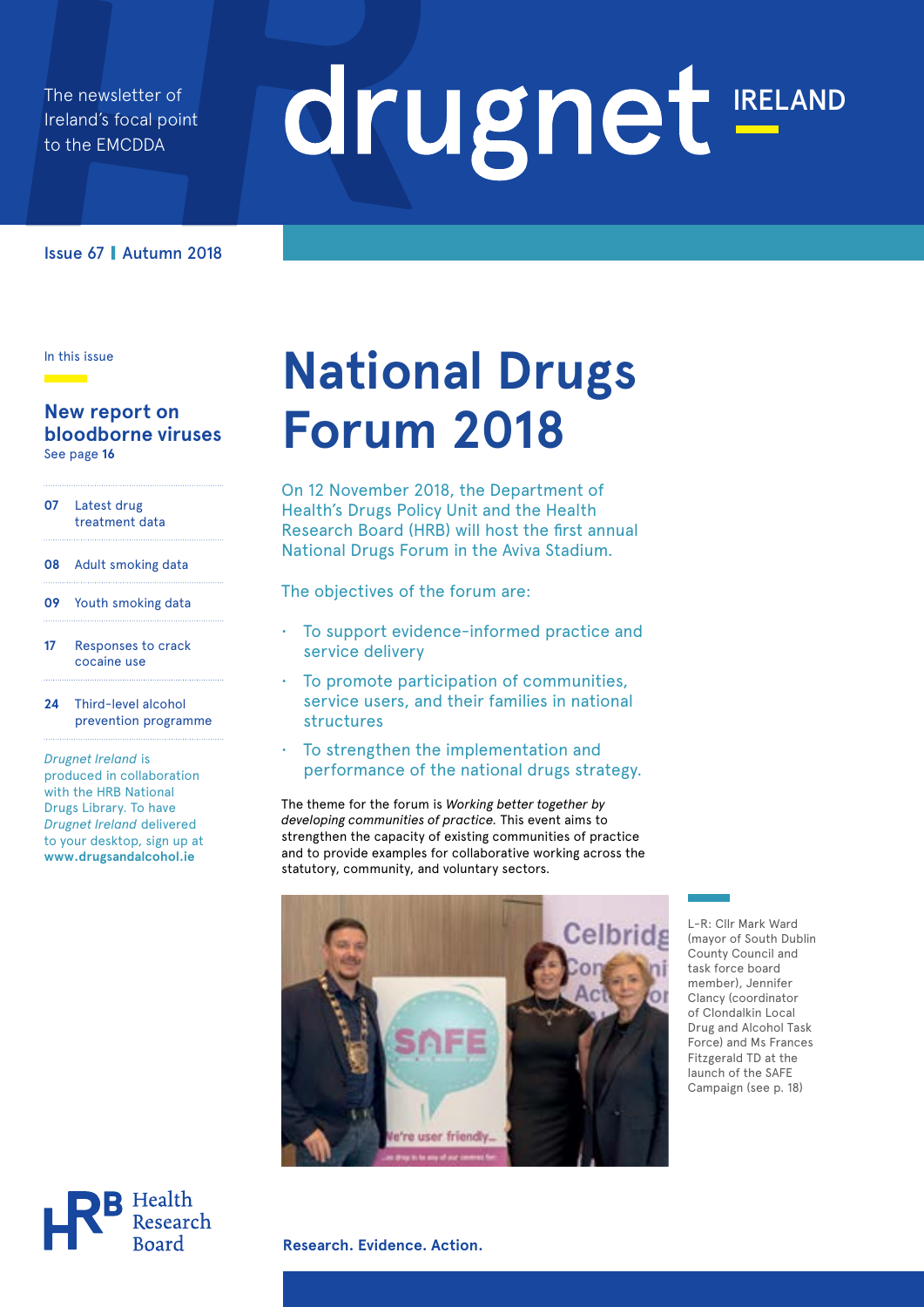The newsletter of Ireland's focal point to the EMCDDA

# drugnet IRELAND

Issue 67 | Autumn 2018

In this issue

**New report on bloodborne viruses**
See page **16**

- **07** Latest drug treatment data
- **08** Adult smoking data
- **09** Youth smoking data
- **17** Responses to crack cocaine use
- **24** Third-level alcohol prevention programme

*Drugnet Ireland* is produced in collaboration with the HRB National Drugs Library. To have *Drugnet Ireland* delivered to your desktop, sign up at **www.drugsandalcohol.ie**

# National Drugs Forum 2018

On 12 November 2018, the Department of Health's Drugs Policy Unit and the Health Research Board (HRB) will host the first annual National Drugs Forum in the Aviva Stadium.

The objectives of the forum are:

- To support evidence-informed practice and service delivery
- To promote participation of communities, service users, and their families in national structures
- To strengthen the implementation and performance of the national drugs strategy.

The theme for the forum is *Working better together by developing communities of practice.* This event aims to strengthen the capacity of existing communities of practice and to provide examples for collaborative working across the statutory, community, and voluntary sectors.

L-R: Cllr Mark Ward (mayor of South Dublin County Council and task force board member), Jennifer Clancy (coordinator of Clondalkin Local Drug and Alcohol Task Force) and Ms Frances Fitzgerald TD at the launch of the SAFE Campaign (see p. 18)

Health Research Board

**Research. Evidence. Action.**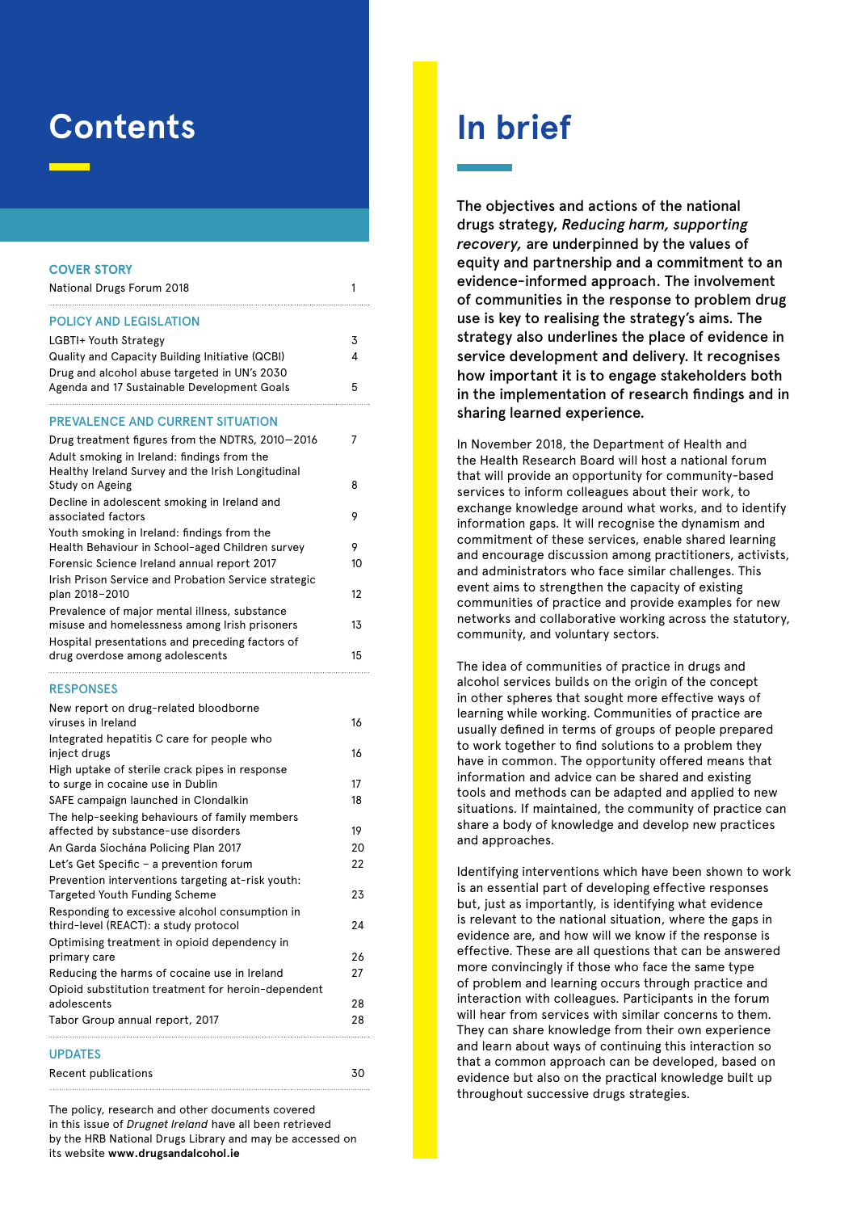# Contents

## COVER STORY

| | |
|---|---|
| National Drugs Forum 2018 | 1 |

## POLICY AND LEGISLATION

| | |
|---|---|
| LGBTI+ Youth Strategy | 3 |
| Quality and Capacity Building Initiative (QCBI) | 4 |
| Drug and alcohol abuse targeted in UN's 2030 Agenda and 17 Sustainable Development Goals | 5 |

## PREVALENCE AND CURRENT SITUATION

| | |
|---|---|
| Drug treatment figures from the NDTRS, 2010–2016 | 7 |
| Adult smoking in Ireland: findings from the Healthy Ireland Survey and the Irish Longitudinal Study on Ageing | 8 |
| Decline in adolescent smoking in Ireland and associated factors | 9 |
| Youth smoking in Ireland: findings from the Health Behaviour in School-aged Children survey | 9 |
| Forensic Science Ireland annual report 2017 | 10 |
| Irish Prison Service and Probation Service strategic plan 2018–2010 | 12 |
| Prevalence of major mental illness, substance misuse and homelessness among Irish prisoners | 13 |
| Hospital presentations and preceding factors of drug overdose among adolescents | 15 |

## RESPONSES

| | |
|---|---|
| New report on drug-related bloodborne viruses in Ireland | 16 |
| Integrated hepatitis C care for people who inject drugs | 16 |
| High uptake of sterile crack pipes in response to surge in cocaine use in Dublin | 17 |
| SAFE campaign launched in Clondalkin | 18 |
| The help-seeking behaviours of family members affected by substance-use disorders | 19 |
| An Garda Síochána Policing Plan 2017 | 20 |
| Let's Get Specific – a prevention forum | 22 |
| Prevention interventions targeting at-risk youth: Targeted Youth Funding Scheme | 23 |
| Responding to excessive alcohol consumption in third-level (REACT): a study protocol | 24 |
| Optimising treatment in opioid dependency in primary care | 26 |
| Reducing the harms of cocaine use in Ireland | 27 |
| Opioid substitution treatment for heroin-dependent adolescents | 28 |
| Tabor Group annual report, 2017 | 28 |

## UPDATES

| | |
|---|---|
| Recent publications | 30 |

The policy, research and other documents covered in this issue of *Drugnet Ireland* have all been retrieved by the HRB National Drugs Library and may be accessed on its website **www.drugsandalcohol.ie**

# In brief

**The objectives and actions of the national drugs strategy, *Reducing harm, supporting recovery,* are underpinned by the values of equity and partnership and a commitment to an evidence-informed approach. The involvement of communities in the response to problem drug use is key to realising the strategy's aims. The strategy also underlines the place of evidence in service development and delivery. It recognises how important it is to engage stakeholders both in the implementation of research findings and in sharing learned experience.**

In November 2018, the Department of Health and the Health Research Board will host a national forum that will provide an opportunity for community-based services to inform colleagues about their work, to exchange knowledge around what works, and to identify information gaps. It will recognise the dynamism and commitment of these services, enable shared learning and encourage discussion among practitioners, activists, and administrators who face similar challenges. This event aims to strengthen the capacity of existing communities of practice and provide examples for new networks and collaborative working across the statutory, community, and voluntary sectors.

The idea of communities of practice in drugs and alcohol services builds on the origin of the concept in other spheres that sought more effective ways of learning while working. Communities of practice are usually defined in terms of groups of people prepared to work together to find solutions to a problem they have in common. The opportunity offered means that information and advice can be shared and existing tools and methods can be adapted and applied to new situations. If maintained, the community of practice can share a body of knowledge and develop new practices and approaches.

Identifying interventions which have been shown to work is an essential part of developing effective responses but, just as importantly, is identifying what evidence is relevant to the national situation, where the gaps in evidence are, and how will we know if the response is effective. These are all questions that can be answered more convincingly if those who face the same type of problem and learning occurs through practice and interaction with colleagues. Participants in the forum will hear from services with similar concerns to them. They can share knowledge from their own experience and learn about ways of continuing this interaction so that a common approach can be developed, based on evidence but also on the practical knowledge built up throughout successive drugs strategies.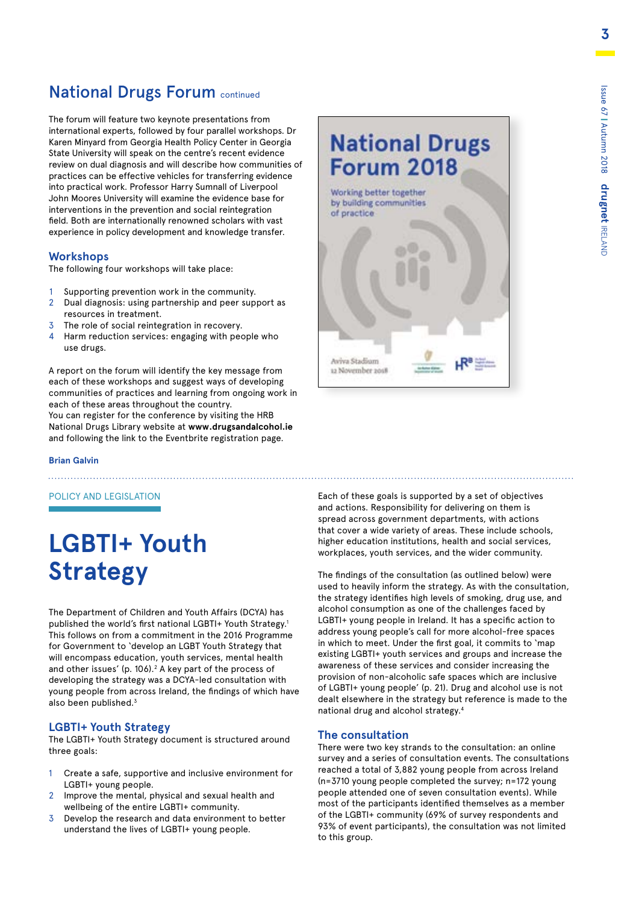## National Drugs Forum continued

The forum will feature two keynote presentations from international experts, followed by four parallel workshops. Dr Karen Minyard from Georgia Health Policy Center in Georgia State University will speak on the centre's recent evidence review on dual diagnosis and will describe how communities of practices can be effective vehicles for transferring evidence into practical work. Professor Harry Sumnall of Liverpool John Moores University will examine the evidence base for interventions in the prevention and social reintegration field. Both are internationally renowned scholars with vast experience in policy development and knowledge transfer.

### Workshops

The following four workshops will take place:

1. Supporting prevention work in the community.
2. Dual diagnosis: using partnership and peer support as resources in treatment.
3. The role of social reintegration in recovery.
4. Harm reduction services: engaging with people who use drugs.

A report on the forum will identify the key message from each of these workshops and suggest ways of developing communities of practices and learning from ongoing work in each of these areas throughout the country.
You can register for the conference by visiting the HRB National Drugs Library website at **www.drugsandalcohol.ie** and following the link to the Eventbrite registration page.

National Drugs Forum 2018

Working better together by building communities of practice

Aviva Stadium
12 November 2018

**Brian Galvin**

---

POLICY AND LEGISLATION

# LGBTI+ Youth Strategy

The Department of Children and Youth Affairs (DCYA) has published the world's first national LGBTI+ Youth Strategy.[1] This follows on from a commitment in the 2016 Programme for Government to 'develop an LGBT Youth Strategy that will encompass education, youth services, mental health and other issues' (p. 106).[2] A key part of the process of developing the strategy was a DCYA-led consultation with young people from across Ireland, the findings of which have also been published.[3]

### LGBTI+ Youth Strategy

The LGBTI+ Youth Strategy document is structured around three goals:

1. Create a safe, supportive and inclusive environment for LGBTI+ young people.
2. Improve the mental, physical and sexual health and wellbeing of the entire LGBTI+ community.
3. Develop the research and data environment to better understand the lives of LGBTI+ young people.

Each of these goals is supported by a set of objectives and actions. Responsibility for delivering on them is spread across government departments, with actions that cover a wide variety of areas. These include schools, higher education institutions, health and social services, workplaces, youth services, and the wider community.

The findings of the consultation (as outlined below) were used to heavily inform the strategy. As with the consultation, the strategy identifies high levels of smoking, drug use, and alcohol consumption as one of the challenges faced by LGBTI+ young people in Ireland. It has a specific action to address young people's call for more alcohol-free spaces in which to meet. Under the first goal, it commits to 'map existing LGBTI+ youth services and groups and increase the awareness of these services and consider increasing the provision of non-alcoholic safe spaces which are inclusive of LGBTI+ young people' (p. 21). Drug and alcohol use is not dealt elsewhere in the strategy but reference is made to the national drug and alcohol strategy.[4]

### The consultation

There were two key strands to the consultation: an online survey and a series of consultation events. The consultations reached a total of 3,882 young people from across Ireland (n=3710 young people completed the survey; n=172 young people attended one of seven consultation events). While most of the participants identified themselves as a member of the LGBTI+ community (69% of survey respondents and 93% of event participants), the consultation was not limited to this group.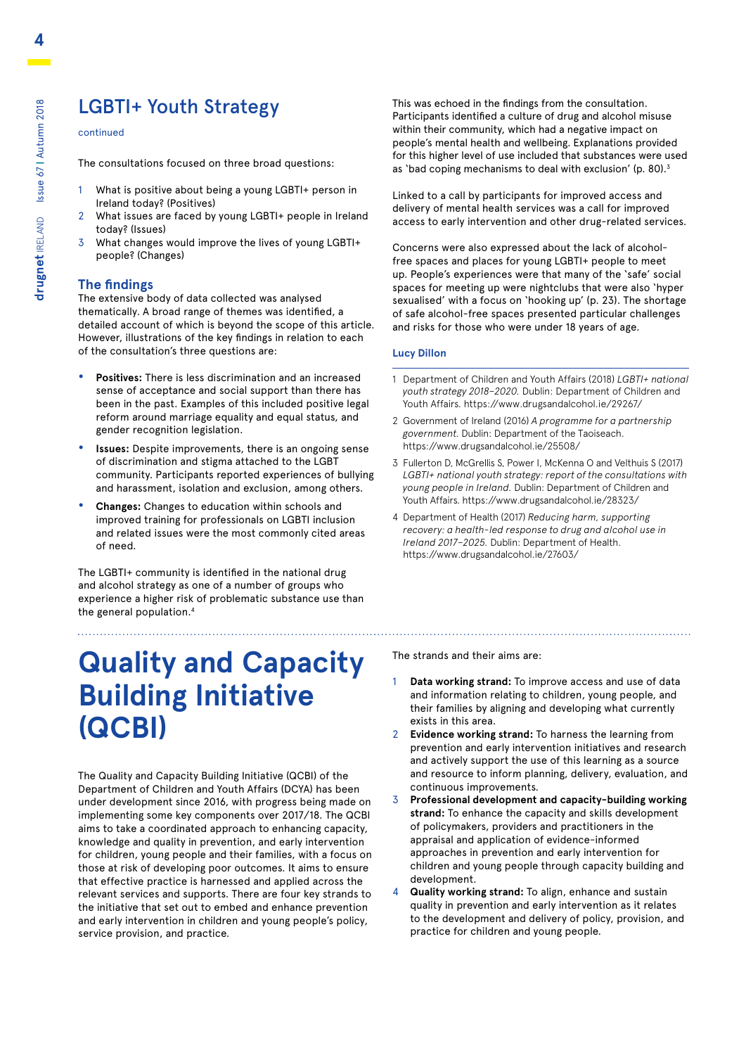## LGBTI+ Youth Strategy

continued

The consultations focused on three broad questions:

1. What is positive about being a young LGBTI+ person in Ireland today? (Positives)
2. What issues are faced by young LGBTI+ people in Ireland today? (Issues)
3. What changes would improve the lives of young LGBTI+ people? (Changes)

### The findings

The extensive body of data collected was analysed thematically. A broad range of themes was identified, a detailed account of which is beyond the scope of this article. However, illustrations of the key findings in relation to each of the consultation's three questions are:

- **Positives:** There is less discrimination and an increased sense of acceptance and social support than there has been in the past. Examples of this included positive legal reform around marriage equality and equal status, and gender recognition legislation.
- **Issues:** Despite improvements, there is an ongoing sense of discrimination and stigma attached to the LGBT community. Participants reported experiences of bullying and harassment, isolation and exclusion, among others.
- **Changes:** Changes to education within schools and improved training for professionals on LGBTI inclusion and related issues were the most commonly cited areas of need.

The LGBTI+ community is identified in the national drug and alcohol strategy as one of a number of groups who experience a higher risk of problematic substance use than the general population.[4]

This was echoed in the findings from the consultation. Participants identified a culture of drug and alcohol misuse within their community, which had a negative impact on people's mental health and wellbeing. Explanations provided for this higher level of use included that substances were used as 'bad coping mechanisms to deal with exclusion' (p. 80).[3]

Linked to a call by participants for improved access and delivery of mental health services was a call for improved access to early intervention and other drug-related services.

Concerns were also expressed about the lack of alcohol-free spaces and places for young LGBTI+ people to meet up. People's experiences were that many of the 'safe' social spaces for meeting up were nightclubs that were also 'hyper sexualised' with a focus on 'hooking up' (p. 23). The shortage of safe alcohol-free spaces presented particular challenges and risks for those who were under 18 years of age.

**Lucy Dillon**

1 Department of Children and Youth Affairs (2018) *LGBTI+ national youth strategy 2018–2020.* Dublin: Department of Children and Youth Affairs. https://www.drugsandalcohol.ie/29267/

2 Government of Ireland (2016) *A programme for a partnership government.* Dublin: Department of the Taoiseach. https://www.drugsandalcohol.ie/25508/

3 Fullerton D, McGrellis S, Power I, McKenna O and Velthuis S (2017) *LGBTI+ national youth strategy: report of the consultations with young people in Ireland.* Dublin: Department of Children and Youth Affairs. https://www.drugsandalcohol.ie/28323/

4 Department of Health (2017) *Reducing harm, supporting recovery: a health-led response to drug and alcohol use in Ireland 2017–2025.* Dublin: Department of Health. https://www.drugsandalcohol.ie/27603/

# Quality and Capacity Building Initiative (QCBI)

The Quality and Capacity Building Initiative (QCBI) of the Department of Children and Youth Affairs (DCYA) has been under development since 2016, with progress being made on implementing some key components over 2017/18. The QCBI aims to take a coordinated approach to enhancing capacity, knowledge and quality in prevention, and early intervention for children, young people and their families, with a focus on those at risk of developing poor outcomes. It aims to ensure that effective practice is harnessed and applied across the relevant services and supports. There are four key strands to the initiative that set out to embed and enhance prevention and early intervention in children and young people's policy, service provision, and practice.

The strands and their aims are:

1. **Data working strand:** To improve access and use of data and information relating to children, young people, and their families by aligning and developing what currently exists in this area.
2. **Evidence working strand:** To harness the learning from prevention and early intervention initiatives and research and actively support the use of this learning as a source and resource to inform planning, delivery, evaluation, and continuous improvements.
3. **Professional development and capacity-building working strand:** To enhance the capacity and skills development of policymakers, providers and practitioners in the appraisal and application of evidence-informed approaches in prevention and early intervention for children and young people through capacity building and development.
4. **Quality working strand:** To align, enhance and sustain quality in prevention and early intervention as it relates to the development and delivery of policy, provision, and practice for children and young people.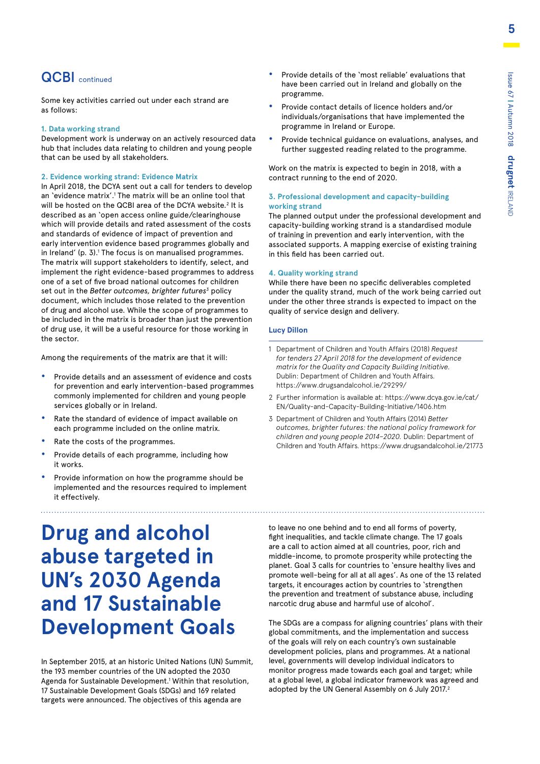## QCBI continued

Some key activities carried out under each strand are as follows:

### 1. Data working strand

Development work is underway on an actively resourced data hub that includes data relating to children and young people that can be used by all stakeholders.

### 2. Evidence working strand: Evidence Matrix

In April 2018, the DCYA sent out a call for tenders to develop an 'evidence matrix'.[1] The matrix will be an online tool that will be hosted on the QCBI area of the DCYA website.[2] It is described as an 'open access online guide/clearinghouse which will provide details and rated assessment of the costs and standards of evidence of impact of prevention and early intervention evidence based programmes globally and in Ireland' (p. 3).[1] The focus is on manualised programmes. The matrix will support stakeholders to identify, select, and implement the right evidence-based programmes to address one of a set of five broad national outcomes for children set out in the *Better outcomes, brighter futures*[3] policy document, which includes those related to the prevention of drug and alcohol use. While the scope of programmes to be included in the matrix is broader than just the prevention of drug use, it will be a useful resource for those working in the sector.

Among the requirements of the matrix are that it will:

- Provide details and an assessment of evidence and costs for prevention and early intervention-based programmes commonly implemented for children and young people services globally or in Ireland.
- Rate the standard of evidence of impact available on each programme included on the online matrix.
- Rate the costs of the programmes.
- Provide details of each programme, including how it works.
- Provide information on how the programme should be implemented and the resources required to implement it effectively.
- Provide details of the 'most reliable' evaluations that have been carried out in Ireland and globally on the programme.
- Provide contact details of licence holders and/or individuals/organisations that have implemented the programme in Ireland or Europe.
- Provide technical guidance on evaluations, analyses, and further suggested reading related to the programme.

Work on the matrix is expected to begin in 2018, with a contract running to the end of 2020.

### 3. Professional development and capacity-building working strand

The planned output under the professional development and capacity-building working strand is a standardised module of training in prevention and early intervention, with the associated supports. A mapping exercise of existing training in this field has been carried out.

### 4. Quality working strand

While there have been no specific deliverables completed under the quality strand, much of the work being carried out under the other three strands is expected to impact on the quality of service design and delivery.

**Lucy Dillon**

1 Department of Children and Youth Affairs (2018) *Request for tenders 27 April 2018 for the development of evidence matrix for the Quality and Capacity Building Initiative.* Dublin: Department of Children and Youth Affairs. https://www.drugsandalcohol.ie/29299/

2 Further information is available at: https://www.dcya.gov.ie/cat/EN/Quality-and-Capacity-Building-Initiative/1406.htm

3 Department of Children and Youth Affairs (2014) *Better outcomes, brighter futures: the national policy framework for children and young people 2014–2020.* Dublin: Department of Children and Youth Affairs. https://www.drugsandalcohol.ie/21773

# Drug and alcohol abuse targeted in UN's 2030 Agenda and 17 Sustainable Development Goals

In September 2015, at an historic United Nations (UN) Summit, the 193 member countries of the UN adopted the 2030 Agenda for Sustainable Development.[1] Within that resolution, 17 Sustainable Development Goals (SDGs) and 169 related targets were announced. The objectives of this agenda are to leave no one behind and to end all forms of poverty, fight inequalities, and tackle climate change. The 17 goals are a call to action aimed at all countries, poor, rich and middle-income, to promote prosperity while protecting the planet. Goal 3 calls for countries to 'ensure healthy lives and promote well-being for all at all ages'. As one of the 13 related targets, it encourages action by countries to 'strengthen the prevention and treatment of substance abuse, including narcotic drug abuse and harmful use of alcohol'.

The SDGs are a compass for aligning countries' plans with their global commitments, and the implementation and success of the goals will rely on each country's own sustainable development policies, plans and programmes. At a national level, governments will develop individual indicators to monitor progress made towards each goal and target; while at a global level, a global indicator framework was agreed and adopted by the UN General Assembly on 6 July 2017.[2]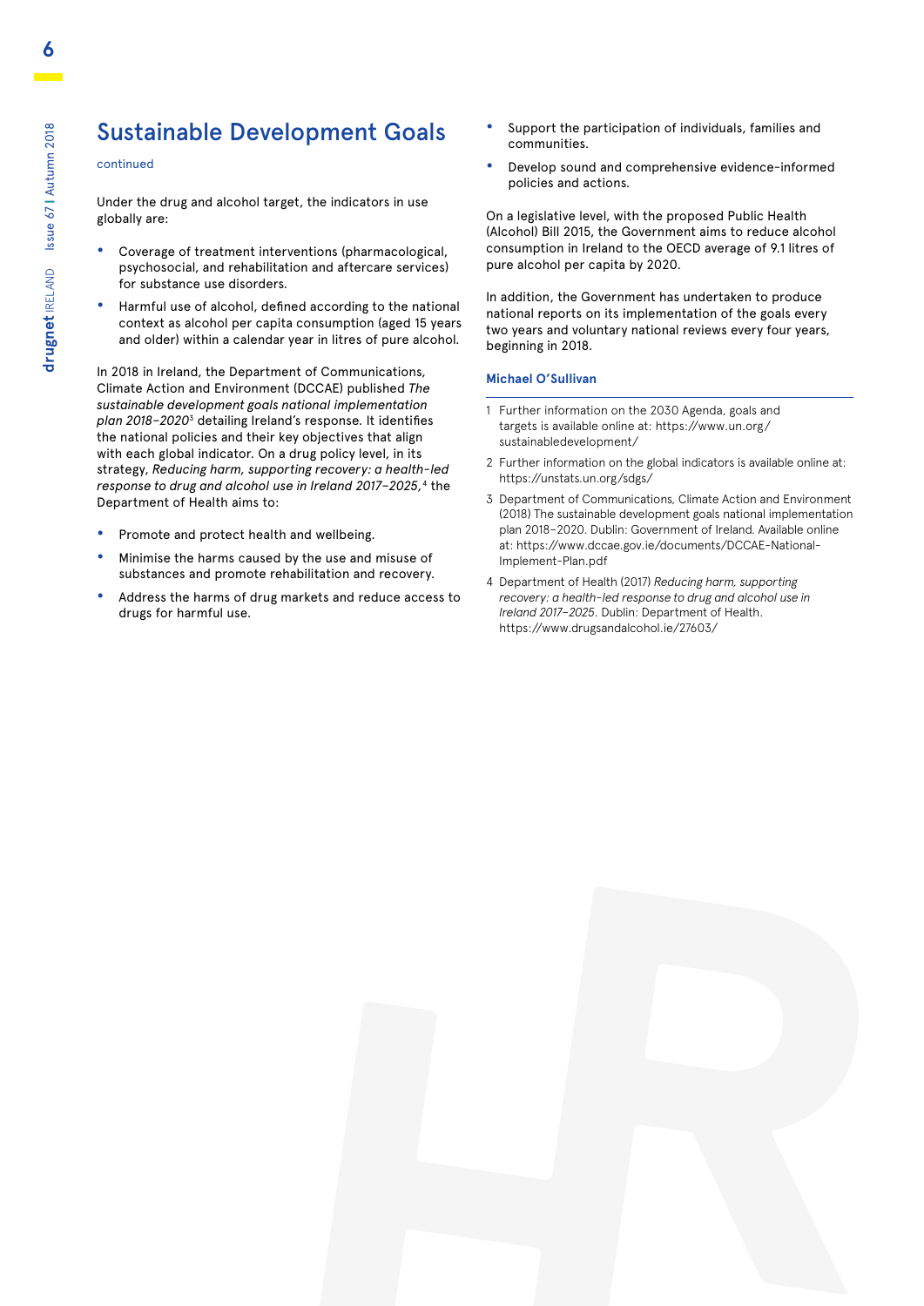## Sustainable Development Goals

continued

Under the drug and alcohol target, the indicators in use globally are:

- Coverage of treatment interventions (pharmacological, psychosocial, and rehabilitation and aftercare services) for substance use disorders.
- Harmful use of alcohol, defined according to the national context as alcohol per capita consumption (aged 15 years and older) within a calendar year in litres of pure alcohol.

In 2018 in Ireland, the Department of Communications, Climate Action and Environment (DCCAE) published *The sustainable development goals national implementation plan 2018–2020*[3] detailing Ireland's response. It identifies the national policies and their key objectives that align with each global indicator. On a drug policy level, in its strategy, *Reducing harm, supporting recovery: a health-led response to drug and alcohol use in Ireland 2017–2025,*[4] the Department of Health aims to:

- Promote and protect health and wellbeing.
- Minimise the harms caused by the use and misuse of substances and promote rehabilitation and recovery.
- Address the harms of drug markets and reduce access to drugs for harmful use.
- Support the participation of individuals, families and communities.
- Develop sound and comprehensive evidence-informed policies and actions.

On a legislative level, with the proposed Public Health (Alcohol) Bill 2015, the Government aims to reduce alcohol consumption in Ireland to the OECD average of 9.1 litres of pure alcohol per capita by 2020.

In addition, the Government has undertaken to produce national reports on its implementation of the goals every two years and voluntary national reviews every four years, beginning in 2018.

**Michael O'Sullivan**

1 Further information on the 2030 Agenda, goals and targets is available online at: https://www.un.org/sustainabledevelopment/

2 Further information on the global indicators is available online at: https://unstats.un.org/sdgs/

3 Department of Communications, Climate Action and Environment (2018) The sustainable development goals national implementation plan 2018–2020. Dublin: Government of Ireland. Available online at: https://www.dccae.gov.ie/documents/DCCAE-National-Implement-Plan.pdf

4 Department of Health (2017) *Reducing harm, supporting recovery: a health-led response to drug and alcohol use in Ireland 2017–2025*. Dublin: Department of Health. https://www.drugsandalcohol.ie/27603/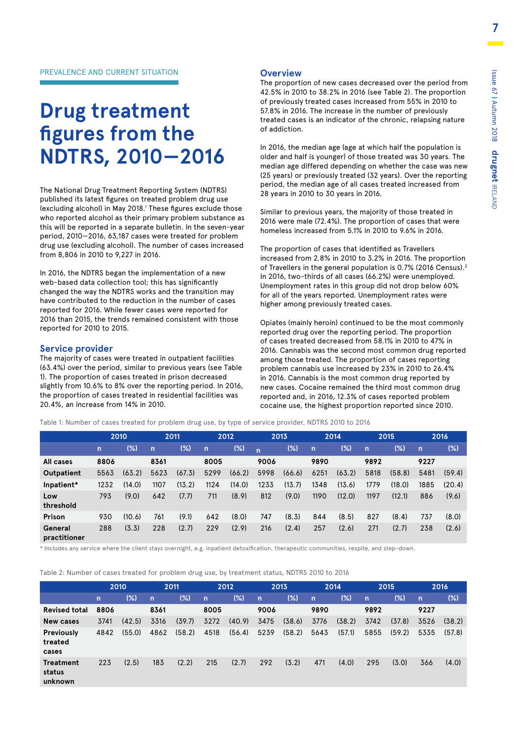PREVALENCE AND CURRENT SITUATION

# Drug treatment figures from the NDTRS, 2010—2016

The National Drug Treatment Reporting System (NDTRS) published its latest figures on treated problem drug use (excluding alcohol) in May 2018.[1] These figures exclude those who reported alcohol as their primary problem substance as this will be reported in a separate bulletin. In the seven-year period, 2010–2016, 63,187 cases were treated for problem drug use (excluding alcohol). The number of cases increased from 8,806 in 2010 to 9,227 in 2016.

In 2016, the NDTRS began the implementation of a new web-based data collection tool; this has significantly changed the way the NDTRS works and the transition may have contributed to the reduction in the number of cases reported for 2016. While fewer cases were reported for 2016 than 2015, the trends remained consistent with those reported for 2010 to 2015.

## Service provider

The majority of cases were treated in outpatient facilities (63.4%) over the period, similar to previous years (see Table 1). The proportion of cases treated in prison decreased slightly from 10.6% to 8% over the reporting period. In 2016, the proportion of cases treated in residential facilities was 20.4%, an increase from 14% in 2010.

## Overview

The proportion of new cases decreased over the period from 42.5% in 2010 to 38.2% in 2016 (see Table 2). The proportion of previously treated cases increased from 55% in 2010 to 57.8% in 2016. The increase in the number of previously treated cases is an indicator of the chronic, relapsing nature of addiction.

In 2016, the median age (age at which half the population is older and half is younger) of those treated was 30 years. The median age differed depending on whether the case was new (25 years) or previously treated (32 years). Over the reporting period, the median age of all cases treated increased from 28 years in 2010 to 30 years in 2016.

Similar to previous years, the majority of those treated in 2016 were male (72.4%). The proportion of cases that were homeless increased from 5.1% in 2010 to 9.6% in 2016.

The proportion of cases that identified as Travellers increased from 2.8% in 2010 to 3.2% in 2016. The proportion of Travellers in the general population is 0.7% (2016 Census).[2] In 2016, two-thirds of all cases (66.2%) were unemployed. Unemployment rates in this group did not drop below 60% for all of the years reported. Unemployment rates were higher among previously treated cases.

Opiates (mainly heroin) continued to be the most commonly reported drug over the reporting period. The proportion of cases treated decreased from 58.1% in 2010 to 47% in 2016. Cannabis was the second most common drug reported among those treated. The proportion of cases reporting problem cannabis use increased by 23% in 2010 to 26.4% in 2016. Cannabis is the most common drug reported by new cases. Cocaine remained the third most common drug reported and, in 2016, 12.3% of cases reported problem cocaine use, the highest proportion reported since 2010.

Table 1: Number of cases treated for problem drug use, by type of service provider, NDTRS 2010 to 2016

| | 2010 | | 2011 | | 2012 | | 2013 | | 2014 | | 2015 | | 2016 | |
|---|---|---|---|---|---|---|---|---|---|---|---|---|---|---|
| | n | (%) | n | (%) | n | (%) | n | (%) | n | (%) | n | (%) | n | (%) |
| **All cases** | **8806** | | **8361** | | **8005** | | **9006** | | **9890** | | **9892** | | **9227** | |
| **Outpatient** | 5563 | (63.2) | 5623 | (67.3) | 5299 | (66.2) | 5998 | (66.6) | 6251 | (63.2) | 5818 | (58.8) | 5481 | (59.4) |
| **Inpatient*** | 1232 | (14.0) | 1107 | (13.2) | 1124 | (14.0) | 1233 | (13.7) | 1348 | (13.6) | 1779 | (18.0) | 1885 | (20.4) |
| **Low threshold** | 793 | (9.0) | 642 | (7.7) | 711 | (8.9) | 812 | (9.0) | 1190 | (12.0) | 1197 | (12.1) | 886 | (9.6) |
| **Prison** | 930 | (10.6) | 761 | (9.1) | 642 | (8.0) | 747 | (8.3) | 844 | (8.5) | 827 | (8.4) | 737 | (8.0) |
| **General practitioner** | 288 | (3.3) | 228 | (2.7) | 229 | (2.9) | 216 | (2.4) | 257 | (2.6) | 271 | (2.7) | 238 | (2.6) |

* Includes any service where the client stays overnight, e.g. inpatient detoxification, therapeutic communities, respite, and step-down.

Table 2: Number of cases treated for problem drug use, by treatment status, NDTRS 2010 to 2016

| | 2010 | | 2011 | | 2012 | | 2013 | | 2014 | | 2015 | | 2016 | |
|---|---|---|---|---|---|---|---|---|---|---|---|---|---|---|
| | n | (%) | n | (%) | n | (%) | n | (%) | n | (%) | n | (%) | n | (%) |
| **Revised total** | **8806** | | **8361** | | **8005** | | **9006** | | **9890** | | **9892** | | **9227** | |
| **New cases** | 3741 | (42.5) | 3316 | (39.7) | 3272 | (40.9) | 3475 | (38.6) | 3776 | (38.2) | 3742 | (37.8) | 3526 | (38.2) |
| **Previously treated cases** | 4842 | (55.0) | 4862 | (58.2) | 4518 | (56.4) | 5239 | (58.2) | 5643 | (57.1) | 5855 | (59.2) | 5335 | (57.8) |
| **Treatment status unknown** | 223 | (2.5) | 183 | (2.2) | 215 | (2.7) | 292 | (3.2) | 471 | (4.0) | 295 | (3.0) | 366 | (4.0) |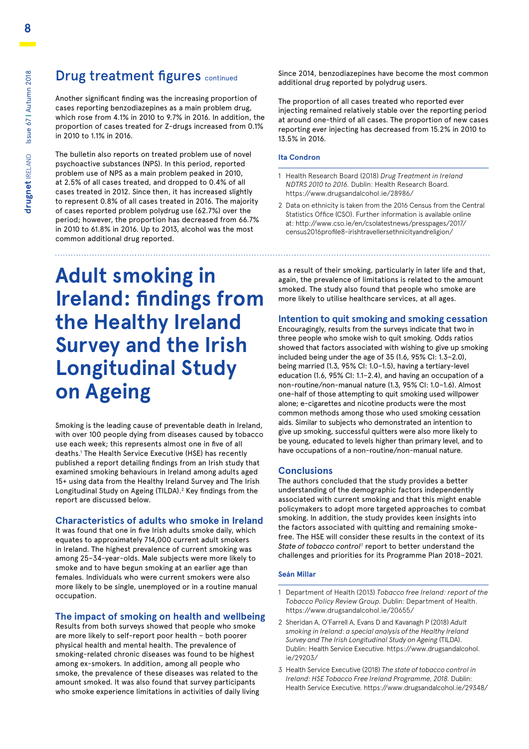## Drug treatment figures continued

Another significant finding was the increasing proportion of cases reporting benzodiazepines as a main problem drug, which rose from 4.1% in 2010 to 9.7% in 2016. In addition, the proportion of cases treated for Z-drugs increased from 0.1% in 2010 to 1.1% in 2016.

The bulletin also reports on treated problem use of novel psychoactive substances (NPS). In this period, reported problem use of NPS as a main problem peaked in 2010, at 2.5% of all cases treated, and dropped to 0.4% of all cases treated in 2012. Since then, it has increased slightly to represent 0.8% of all cases treated in 2016. The majority of cases reported problem polydrug use (62.7%) over the period; however, the proportion has decreased from 66.7% in 2010 to 61.8% in 2016. Up to 2013, alcohol was the most common additional drug reported.

Since 2014, benzodiazepines have become the most common additional drug reported by polydrug users.

The proportion of all cases treated who reported ever injecting remained relatively stable over the reporting period at around one-third of all cases. The proportion of new cases reporting ever injecting has decreased from 15.2% in 2010 to 13.5% in 2016.

**Ita Condron**

1 Health Research Board (2018) *Drug Treatment in Ireland NDTRS 2010 to 2016.* Dublin: Health Research Board. https://www.drugsandalcohol.ie/28986/

2 Data on ethnicity is taken from the 2016 Census from the Central Statistics Office (CSO). Further information is available online at: http://www.cso.ie/en/csolatestnews/presspages/2017/census2016profile8-irishtravellersethnicityandreligion/

# Adult smoking in Ireland: findings from the Healthy Ireland Survey and the Irish Longitudinal Study on Ageing

Smoking is the leading cause of preventable death in Ireland, with over 100 people dying from diseases caused by tobacco use each week; this represents almost one in five of all deaths.[1] The Health Service Executive (HSE) has recently published a report detailing findings from an Irish study that examined smoking behaviours in Ireland among adults aged 15+ using data from the Healthy Ireland Survey and The Irish Longitudinal Study on Ageing (TILDA).[2] Key findings from the report are discussed below.

### Characteristics of adults who smoke in Ireland

It was found that one in five Irish adults smoke daily, which equates to approximately 714,000 current adult smokers in Ireland. The highest prevalence of current smoking was among 25–34-year-olds. Male subjects were more likely to smoke and to have begun smoking at an earlier age than females. Individuals who were current smokers were also more likely to be single, unemployed or in a routine manual occupation.

### The impact of smoking on health and wellbeing

Results from both surveys showed that people who smoke are more likely to self-report poor health – both poorer physical health and mental health. The prevalence of smoking-related chronic diseases was found to be highest among ex-smokers. In addition, among all people who smoke, the prevalence of these diseases was related to the amount smoked. It was also found that survey participants who smoke experience limitations in activities of daily living as a result of their smoking, particularly in later life and that, again, the prevalence of limitations is related to the amount smoked. The study also found that people who smoke are more likely to utilise healthcare services, at all ages.

### Intention to quit smoking and smoking cessation

Encouragingly, results from the surveys indicate that two in three people who smoke wish to quit smoking. Odds ratios showed that factors associated with wishing to give up smoking included being under the age of 35 (1.6, 95% CI: 1.3–2.0), being married (1.3, 95% CI: 1.0–1.5), having a tertiary-level education (1.6, 95% CI: 1.1–2.4), and having an occupation of a non-routine/non-manual nature (1.3, 95% CI: 1.0–1.6). Almost one-half of those attempting to quit smoking used willpower alone; e-cigarettes and nicotine products were the most common methods among those who used smoking cessation aids. Similar to subjects who demonstrated an intention to give up smoking, successful quitters were also more likely to be young, educated to levels higher than primary level, and to have occupations of a non-routine/non-manual nature.

### Conclusions

The authors concluded that the study provides a better understanding of the demographic factors independently associated with current smoking and that this might enable policymakers to adopt more targeted approaches to combat smoking. In addition, the study provides keen insights into the factors associated with quitting and remaining smoke-free. The HSE will consider these results in the context of its *State of tobacco control*[3] report to better understand the challenges and priorities for its Programme Plan 2018–2021.

**Seán Millar**

1 Department of Health (2013) *Tobacco free Ireland: report of the Tobacco Policy Review Group.* Dublin: Department of Health. https://www.drugsandalcohol.ie/20655/

2 Sheridan A, O'Farrell A, Evans D and Kavanagh P (2018) *Adult smoking in Ireland: a special analysis of the Healthy Ireland Survey and The Irish Longitudinal Study on Ageing* (TILDA). Dublin: Health Service Executive. https://www.drugsandalcohol.ie/29203/

3 Health Service Executive (2018) *The state of tobacco control in Ireland: HSE Tobacco Free Ireland Programme, 2018.* Dublin: Health Service Executive. https://www.drugsandalcohol.ie/29348/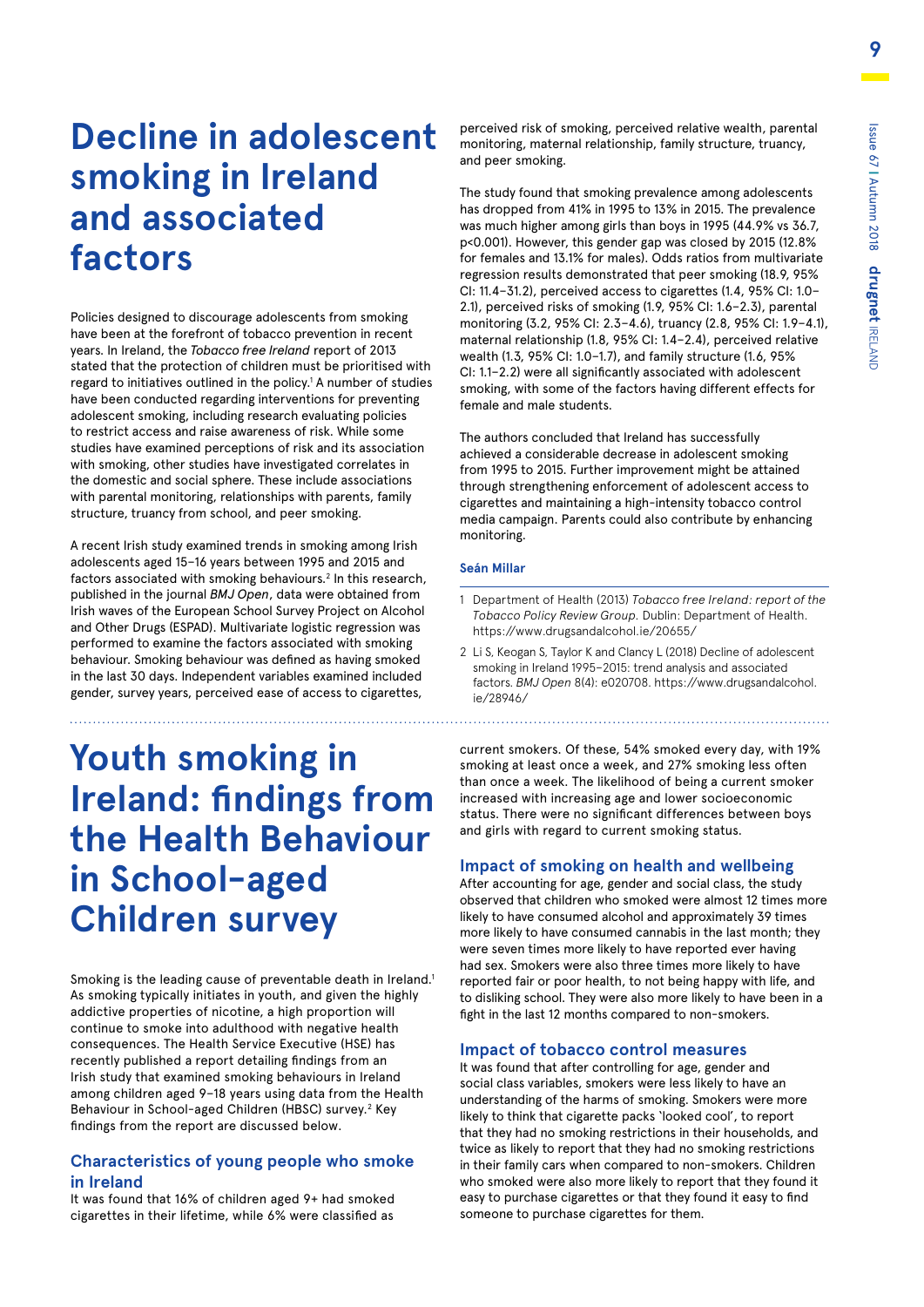# Decline in adolescent smoking in Ireland and associated factors

Policies designed to discourage adolescents from smoking have been at the forefront of tobacco prevention in recent years. In Ireland, the *Tobacco free Ireland* report of 2013 stated that the protection of children must be prioritised with regard to initiatives outlined in the policy.[1] A number of studies have been conducted regarding interventions for preventing adolescent smoking, including research evaluating policies to restrict access and raise awareness of risk. While some studies have examined perceptions of risk and its association with smoking, other studies have investigated correlates in the domestic and social sphere. These include associations with parental monitoring, relationships with parents, family structure, truancy from school, and peer smoking.

A recent Irish study examined trends in smoking among Irish adolescents aged 15–16 years between 1995 and 2015 and factors associated with smoking behaviours.[2] In this research, published in the journal *BMJ Open*, data were obtained from Irish waves of the European School Survey Project on Alcohol and Other Drugs (ESPAD). Multivariate logistic regression was performed to examine the factors associated with smoking behaviour. Smoking behaviour was defined as having smoked in the last 30 days. Independent variables examined included gender, survey years, perceived ease of access to cigarettes, perceived risk of smoking, perceived relative wealth, parental monitoring, maternal relationship, family structure, truancy, and peer smoking.

The study found that smoking prevalence among adolescents has dropped from 41% in 1995 to 13% in 2015. The prevalence was much higher among girls than boys in 1995 (44.9% vs 36.7, $p<0.001$). However, this gender gap was closed by 2015 (12.8% for females and 13.1% for males). Odds ratios from multivariate regression results demonstrated that peer smoking (18.9, 95% CI: 11.4–31.2), perceived access to cigarettes (1.4, 95% CI: 1.0–2.1), perceived risks of smoking (1.9, 95% CI: 1.6–2.3), parental monitoring (3.2, 95% CI: 2.3–4.6), truancy (2.8, 95% CI: 1.9–4.1), maternal relationship (1.8, 95% CI: 1.4–2.4), perceived relative wealth (1.3, 95% CI: 1.0–1.7), and family structure (1.6, 95% CI: 1.1–2.2) were all significantly associated with adolescent smoking, with some of the factors having different effects for female and male students.

The authors concluded that Ireland has successfully achieved a considerable decrease in adolescent smoking from 1995 to 2015. Further improvement might be attained through strengthening enforcement of adolescent access to cigarettes and maintaining a high-intensity tobacco control media campaign. Parents could also contribute by enhancing monitoring.

**Seán Millar**

1. Department of Health (2013) *Tobacco free Ireland: report of the Tobacco Policy Review Group.* Dublin: Department of Health. https://www.drugsandalcohol.ie/20655/
2. Li S, Keogan S, Taylor K and Clancy L (2018) Decline of adolescent smoking in Ireland 1995–2015: trend analysis and associated factors. *BMJ Open* 8(4): e020708. https://www.drugsandalcohol.ie/28946/

# Youth smoking in Ireland: findings from the Health Behaviour in School-aged Children survey

Smoking is the leading cause of preventable death in Ireland.[1] As smoking typically initiates in youth, and given the highly addictive properties of nicotine, a high proportion will continue to smoke into adulthood with negative health consequences. The Health Service Executive (HSE) has recently published a report detailing findings from an Irish study that examined smoking behaviours in Ireland among children aged 9–18 years using data from the Health Behaviour in School-aged Children (HBSC) survey.[2] Key findings from the report are discussed below.

## Characteristics of young people who smoke in Ireland

It was found that 16% of children aged 9+ had smoked cigarettes in their lifetime, while 6% were classified as current smokers. Of these, 54% smoked every day, with 19% smoking at least once a week, and 27% smoking less often than once a week. The likelihood of being a current smoker increased with increasing age and lower socioeconomic status. There were no significant differences between boys and girls with regard to current smoking status.

## Impact of smoking on health and wellbeing

After accounting for age, gender and social class, the study observed that children who smoked were almost 12 times more likely to have consumed alcohol and approximately 39 times more likely to have consumed cannabis in the last month; they were seven times more likely to have reported ever having had sex. Smokers were also three times more likely to have reported fair or poor health, to not being happy with life, and to disliking school. They were also more likely to have been in a fight in the last 12 months compared to non-smokers.

## Impact of tobacco control measures

It was found that after controlling for age, gender and social class variables, smokers were less likely to have an understanding of the harms of smoking. Smokers were more likely to think that cigarette packs 'looked cool', to report that they had no smoking restrictions in their households, and twice as likely to report that they had no smoking restrictions in their family cars when compared to non-smokers. Children who smoked were also more likely to report that they found it easy to purchase cigarettes or that they found it easy to find someone to purchase cigarettes for them.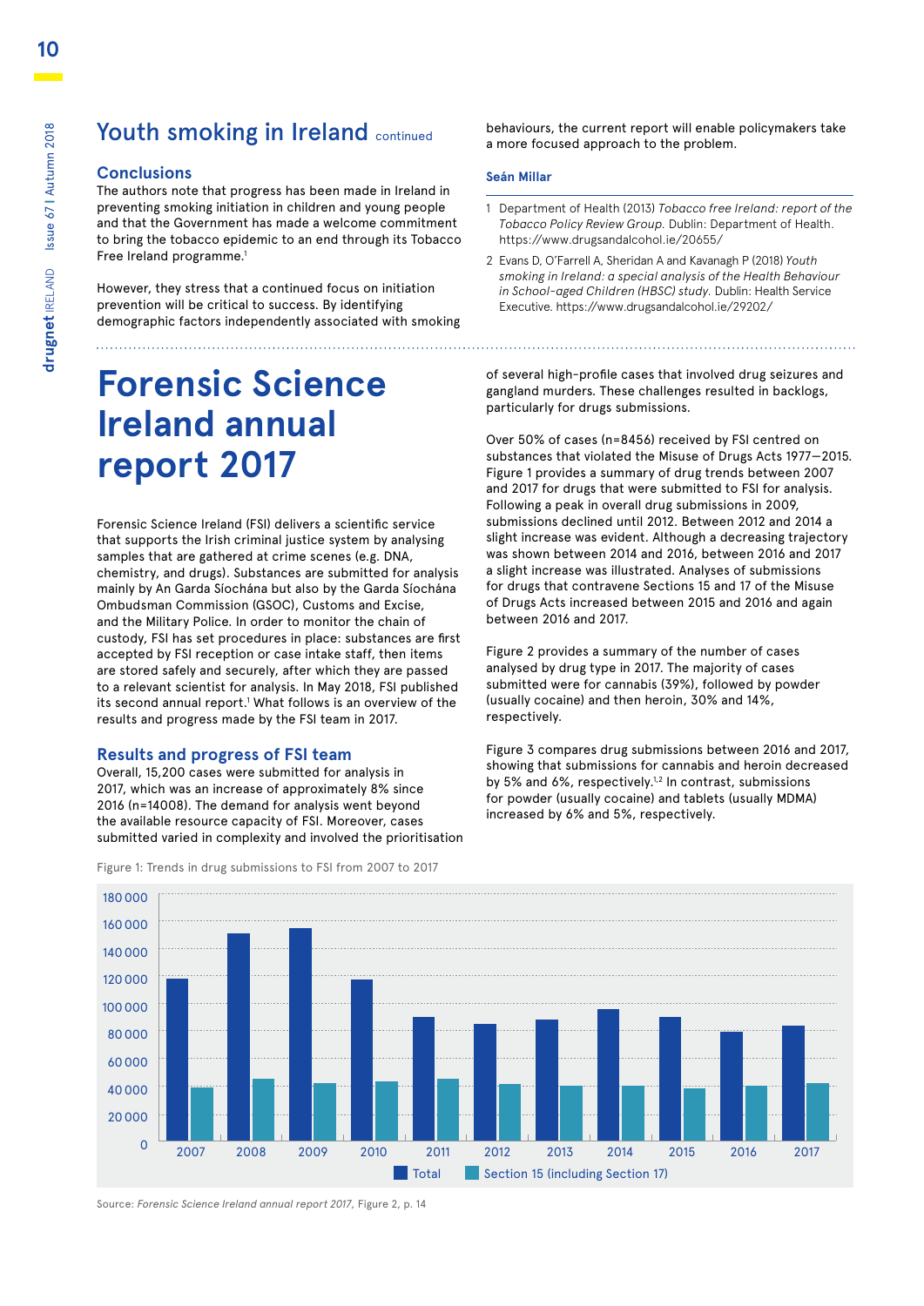## Youth smoking in Ireland continued

### Conclusions

The authors note that progress has been made in Ireland in preventing smoking initiation in children and young people and that the Government has made a welcome commitment to bring the tobacco epidemic to an end through its Tobacco Free Ireland programme.[1]

However, they stress that a continued focus on initiation prevention will be critical to success. By identifying demographic factors independently associated with smoking behaviours, the current report will enable policymakers take a more focused approach to the problem.

**Seán Millar**

1 Department of Health (2013) *Tobacco free Ireland: report of the Tobacco Policy Review Group.* Dublin: Department of Health. https://www.drugsandalcohol.ie/20655/

2 Evans D, O'Farrell A, Sheridan A and Kavanagh P (2018) *Youth smoking in Ireland: a special analysis of the Health Behaviour in School-aged Children (HBSC) study.* Dublin: Health Service Executive. https://www.drugsandalcohol.ie/29202/

# Forensic Science Ireland annual report 2017

Forensic Science Ireland (FSI) delivers a scientific service that supports the Irish criminal justice system by analysing samples that are gathered at crime scenes (e.g. DNA, chemistry, and drugs). Substances are submitted for analysis mainly by An Garda Síochána but also by the Garda Síochána Ombudsman Commission (GSOC), Customs and Excise, and the Military Police. In order to monitor the chain of custody, FSI has set procedures in place: substances are first accepted by FSI reception or case intake staff, then items are stored safely and securely, after which they are passed to a relevant scientist for analysis. In May 2018, FSI published its second annual report.[1] What follows is an overview of the results and progress made by the FSI team in 2017.

### Results and progress of FSI team

Overall, 15,200 cases were submitted for analysis in 2017, which was an increase of approximately 8% since 2016 (n=14008). The demand for analysis went beyond the available resource capacity of FSI. Moreover, cases submitted varied in complexity and involved the prioritisation of several high-profile cases that involved drug seizures and gangland murders. These challenges resulted in backlogs, particularly for drugs submissions.

Over 50% of cases (n=8456) received by FSI centred on substances that violated the Misuse of Drugs Acts 1977—2015. Figure 1 provides a summary of drug trends between 2007 and 2017 for drugs that were submitted to FSI for analysis. Following a peak in overall drug submissions in 2009, submissions declined until 2012. Between 2012 and 2014 a slight increase was evident. Although a decreasing trajectory was shown between 2014 and 2016, between 2016 and 2017 a slight increase was illustrated. Analyses of submissions for drugs that contravene Sections 15 and 17 of the Misuse of Drugs Acts increased between 2015 and 2016 and again between 2016 and 2017.

Figure 2 provides a summary of the number of cases analysed by drug type in 2017. The majority of cases submitted were for cannabis (39%), followed by powder (usually cocaine) and then heroin, 30% and 14%, respectively.

Figure 3 compares drug submissions between 2016 and 2017, showing that submissions for cannabis and heroin decreased by 5% and 6%, respectively.[1,2] In contrast, submissions for powder (usually cocaine) and tablets (usually MDMA) increased by 6% and 5%, respectively.

Figure 1: Trends in drug submissions to FSI from 2007 to 2017

Source: *Forensic Science Ireland annual report 2017,* Figure 2, p. 14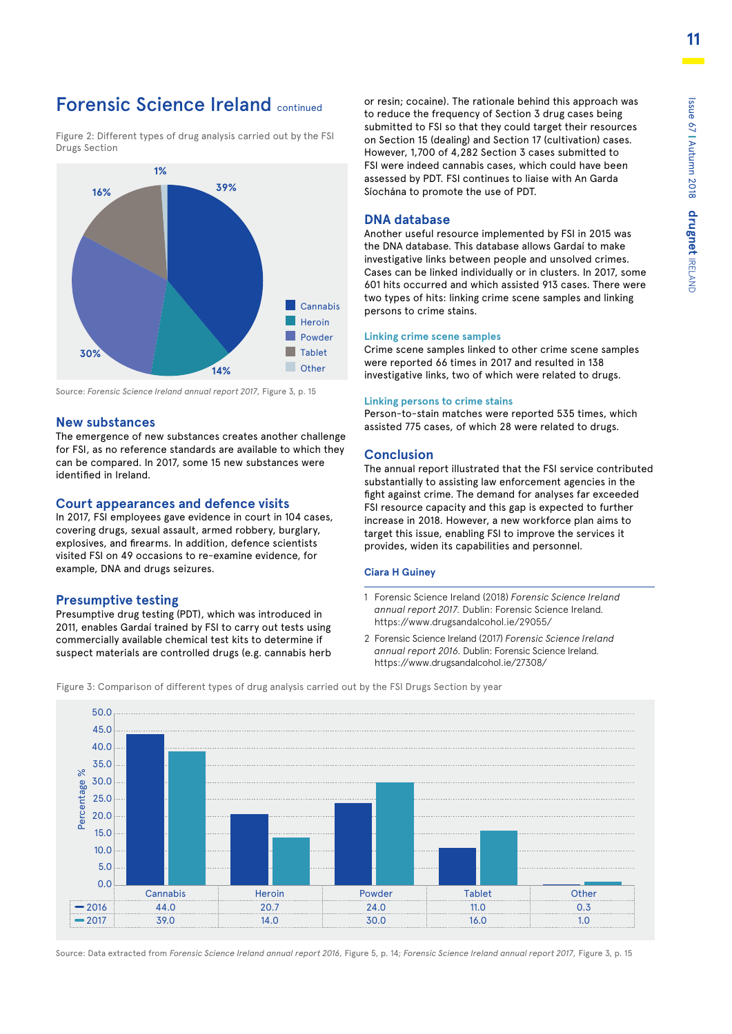## Forensic Science Ireland continued

Figure 2: Different types of drug analysis carried out by the FSI Drugs Section

| Type | Percentage |
|---|---|
| Cannabis | 39% |
| Heroin | 14% |
| Powder | 30% |
| Tablet | 16% |
| Other | 1% |

Source: *Forensic Science Ireland annual report 2017*, Figure 3, p. 15

### New substances

The emergence of new substances creates another challenge for FSI, as no reference standards are available to which they can be compared. In 2017, some 15 new substances were identified in Ireland.

### Court appearances and defence visits

In 2017, FSI employees gave evidence in court in 104 cases, covering drugs, sexual assault, armed robbery, burglary, explosives, and firearms. In addition, defence scientists visited FSI on 49 occasions to re-examine evidence, for example, DNA and drugs seizures.

### Presumptive testing

Presumptive drug testing (PDT), which was introduced in 2011, enables Gardaí trained by FSI to carry out tests using commercially available chemical test kits to determine if suspect materials are controlled drugs (e.g. cannabis herb or resin; cocaine). The rationale behind this approach was to reduce the frequency of Section 3 drug cases being submitted to FSI so that they could target their resources on Section 15 (dealing) and Section 17 (cultivation) cases. However, 1,700 of 4,282 Section 3 cases submitted to FSI were indeed cannabis cases, which could have been assessed by PDT. FSI continues to liaise with An Garda Síochána to promote the use of PDT.

### DNA database

Another useful resource implemented by FSI in 2015 was the DNA database. This database allows Gardaí to make investigative links between people and unsolved crimes. Cases can be linked individually or in clusters. In 2017, some 601 hits occurred and which assisted 913 cases. There were two types of hits: linking crime scene samples and linking persons to crime stains.

#### Linking crime scene samples

Crime scene samples linked to other crime scene samples were reported 66 times in 2017 and resulted in 138 investigative links, two of which were related to drugs.

#### Linking persons to crime stains

Person-to-stain matches were reported 535 times, which assisted 775 cases, of which 28 were related to drugs.

### Conclusion

The annual report illustrated that the FSI service contributed substantially to assisting law enforcement agencies in the fight against crime. The demand for analyses far exceeded FSI resource capacity and this gap is expected to further increase in 2018. However, a new workforce plan aims to target this issue, enabling FSI to improve the services it provides, widen its capabilities and personnel.

**Ciara H Guiney**

1 Forensic Science Ireland (2018) *Forensic Science Ireland annual report 2017.* Dublin: Forensic Science Ireland. https://www.drugsandalcohol.ie/29055/

2 Forensic Science Ireland (2017) *Forensic Science Ireland annual report 2016.* Dublin: Forensic Science Ireland. https://www.drugsandalcohol.ie/27308/

Figure 3: Comparison of different types of drug analysis carried out by the FSI Drugs Section by year

| Percentage % | Cannabis | Heroin | Powder | Tablet | Other |
|---|---|---|---|---|---|
| 2016 | 44.0 | 20.7 | 24.0 | 11.0 | 0.3 |
| 2017 | 39.0 | 14.0 | 30.0 | 16.0 | 1.0 |

Source: Data extracted from *Forensic Science Ireland annual report 2016*, Figure 5, p. 14; *Forensic Science Ireland annual report 2017*, Figure 3, p. 15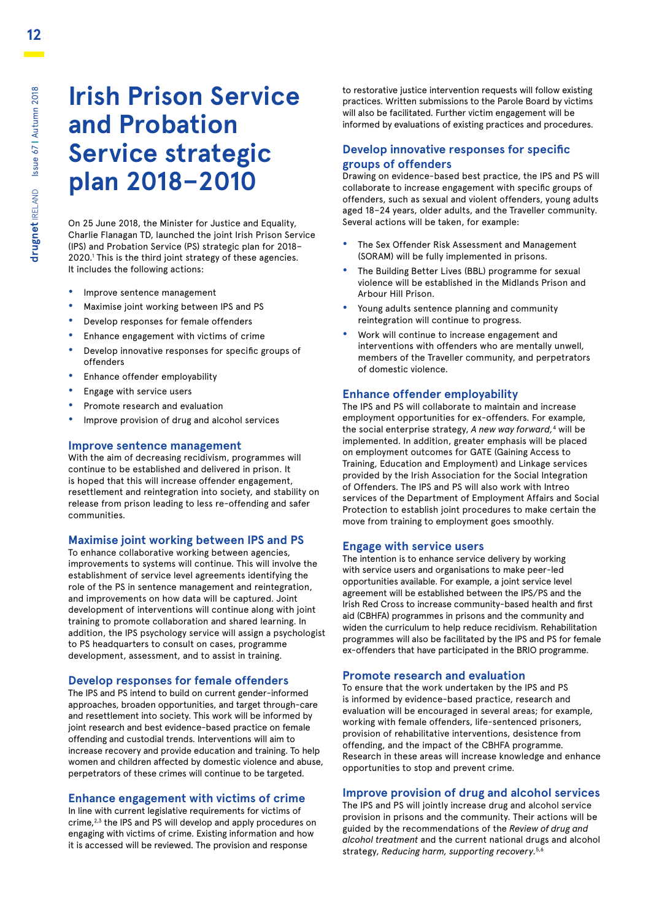# Irish Prison Service and Probation Service strategic plan 2018–2010

On 25 June 2018, the Minister for Justice and Equality, Charlie Flanagan TD, launched the joint Irish Prison Service (IPS) and Probation Service (PS) strategic plan for 2018–2020.[1] This is the third joint strategy of these agencies. It includes the following actions:

- Improve sentence management
- Maximise joint working between IPS and PS
- Develop responses for female offenders
- Enhance engagement with victims of crime
- Develop innovative responses for specific groups of offenders
- Enhance offender employability
- Engage with service users
- Promote research and evaluation
- Improve provision of drug and alcohol services

## Improve sentence management

With the aim of decreasing recidivism, programmes will continue to be established and delivered in prison. It is hoped that this will increase offender engagement, resettlement and reintegration into society, and stability on release from prison leading to less re-offending and safer communities.

## Maximise joint working between IPS and PS

To enhance collaborative working between agencies, improvements to systems will continue. This will involve the establishment of service level agreements identifying the role of the PS in sentence management and reintegration, and improvements on how data will be captured. Joint development of interventions will continue along with joint training to promote collaboration and shared learning. In addition, the IPS psychology service will assign a psychologist to PS headquarters to consult on cases, programme development, assessment, and to assist in training.

## Develop responses for female offenders

The IPS and PS intend to build on current gender-informed approaches, broaden opportunities, and target through-care and resettlement into society. This work will be informed by joint research and best evidence-based practice on female offending and custodial trends. Interventions will aim to increase recovery and provide education and training. To help women and children affected by domestic violence and abuse, perpetrators of these crimes will continue to be targeted.

## Enhance engagement with victims of crime

In line with current legislative requirements for victims of crime,[2,3] the IPS and PS will develop and apply procedures on engaging with victims of crime. Existing information and how it is accessed will be reviewed. The provision and response to restorative justice intervention requests will follow existing practices. Written submissions to the Parole Board by victims will also be facilitated. Further victim engagement will be informed by evaluations of existing practices and procedures.

## Develop innovative responses for specific groups of offenders

Drawing on evidence-based best practice, the IPS and PS will collaborate to increase engagement with specific groups of offenders, such as sexual and violent offenders, young adults aged 18–24 years, older adults, and the Traveller community. Several actions will be taken, for example:

- The Sex Offender Risk Assessment and Management (SORAM) will be fully implemented in prisons.
- The Building Better Lives (BBL) programme for sexual violence will be established in the Midlands Prison and Arbour Hill Prison.
- Young adults sentence planning and community reintegration will continue to progress.
- Work will continue to increase engagement and interventions with offenders who are mentally unwell, members of the Traveller community, and perpetrators of domestic violence.

## Enhance offender employability

The IPS and PS will collaborate to maintain and increase employment opportunities for ex-offenders. For example, the social enterprise strategy, *A new way forward*,[4] will be implemented. In addition, greater emphasis will be placed on employment outcomes for GATE (Gaining Access to Training, Education and Employment) and Linkage services provided by the Irish Association for the Social Integration of Offenders. The IPS and PS will also work with Intreo services of the Department of Employment Affairs and Social Protection to establish joint procedures to make certain the move from training to employment goes smoothly.

## Engage with service users

The intention is to enhance service delivery by working with service users and organisations to make peer-led opportunities available. For example, a joint service level agreement will be established between the IPS/PS and the Irish Red Cross to increase community-based health and first aid (CBHFA) programmes in prisons and the community and widen the curriculum to help reduce recidivism. Rehabilitation programmes will also be facilitated by the IPS and PS for female ex-offenders that have participated in the BRIO programme.

## Promote research and evaluation

To ensure that the work undertaken by the IPS and PS is informed by evidence-based practice, research and evaluation will be encouraged in several areas; for example, working with female offenders, life-sentenced prisoners, provision of rehabilitative interventions, desistence from offending, and the impact of the CBHFA programme. Research in these areas will increase knowledge and enhance opportunities to stop and prevent crime.

## Improve provision of drug and alcohol services

The IPS and PS will jointly increase drug and alcohol service provision in prisons and the community. Their actions will be guided by the recommendations of the *Review of drug and alcohol treatment* and the current national drugs and alcohol strategy, *Reducing harm, supporting recovery*.[5,6]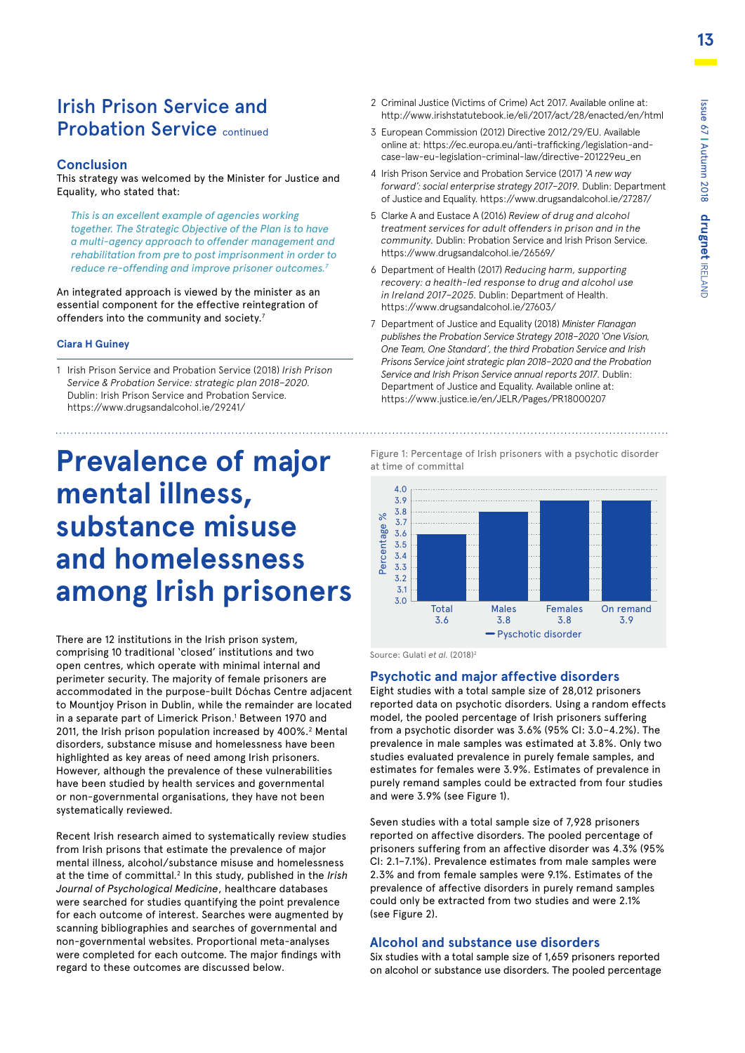## Irish Prison Service and Probation Service continued

### Conclusion

This strategy was welcomed by the Minister for Justice and Equality, who stated that:

> *This is an excellent example of agencies working together. The Strategic Objective of the Plan is to have a multi-agency approach to offender management and rehabilitation from pre to post imprisonment in order to reduce re-offending and improve prisoner outcomes.*[7]

An integrated approach is viewed by the minister as an essential component for the effective reintegration of offenders into the community and society.[7]

**Ciara H Guiney**

1 Irish Prison Service and Probation Service (2018) *Irish Prison Service & Probation Service: strategic plan 2018–2020.* Dublin: Irish Prison Service and Probation Service. https://www.drugsandalcohol.ie/29241/

2 Criminal Justice (Victims of Crime) Act 2017. Available online at: http://www.irishstatutebook.ie/eli/2017/act/28/enacted/en/html

3 European Commission (2012) Directive 2012/29/EU. Available online at: https://ec.europa.eu/anti-trafficking/legislation-and-case-law-eu-legislation-criminal-law/directive-201229eu_en

4 Irish Prison Service and Probation Service (2017) *'A new way forward': social enterprise strategy 2017–2019.* Dublin: Department of Justice and Equality. https://www.drugsandalcohol.ie/27287/

5 Clarke A and Eustace A (2016) *Review of drug and alcohol treatment services for adult offenders in prison and in the community.* Dublin: Probation Service and Irish Prison Service. https://www.drugsandalcohol.ie/26569/

6 Department of Health (2017) *Reducing harm, supporting recovery: a health-led response to drug and alcohol use in Ireland 2017–2025.* Dublin: Department of Health. https://www.drugsandalcohol.ie/27603/

7 Department of Justice and Equality (2018) *Minister Flanagan publishes the Probation Service Strategy 2018–2020 'One Vision, One Team, One Standard', the third Probation Service and Irish Prisons Service joint strategic plan 2018–2020 and the Probation Service and Irish Prison Service annual reports 2017.* Dublin: Department of Justice and Equality. Available online at: https://www.justice.ie/en/JELR/Pages/PR18000207

# Prevalence of major mental illness, substance misuse and homelessness among Irish prisoners

There are 12 institutions in the Irish prison system, comprising 10 traditional 'closed' institutions and two open centres, which operate with minimal internal and perimeter security. The majority of female prisoners are accommodated in the purpose-built Dóchas Centre adjacent to Mountjoy Prison in Dublin, while the remainder are located in a separate part of Limerick Prison.[1] Between 1970 and 2011, the Irish prison population increased by 400%.[2] Mental disorders, substance misuse and homelessness have been highlighted as key areas of need among Irish prisoners. However, although the prevalence of these vulnerabilities have been studied by health services and governmental or non-governmental organisations, they have not been systematically reviewed.

Recent Irish research aimed to systematically review studies from Irish prisons that estimate the prevalence of major mental illness, alcohol/substance misuse and homelessness at the time of committal.[2] In this study, published in the *Irish Journal of Psychological Medicine*, healthcare databases were searched for studies quantifying the point prevalence for each outcome of interest. Searches were augmented by scanning bibliographies and searches of governmental and non-governmental websites. Proportional meta-analyses were completed for each outcome. The major findings with regard to these outcomes are discussed below.

Figure 1: Percentage of Irish prisoners with a psychotic disorder at time of committal

| | Total | Males | Females | On remand |
|---|---|---|---|---|
| Pyschotic disorder (Percentage %) | 3.6 | 3.8 | 3.8 | 3.9 |

Source: Gulati *et al.* (2018)[2]

### Psychotic and major affective disorders

Eight studies with a total sample size of 28,012 prisoners reported data on psychotic disorders. Using a random effects model, the pooled percentage of Irish prisoners suffering from a psychotic disorder was 3.6% (95% CI: 3.0–4.2%). The prevalence in male samples was estimated at 3.8%. Only two studies evaluated prevalence in purely female samples, and estimates for females were 3.9%. Estimates of prevalence in purely remand samples could be extracted from four studies and were 3.9% (see Figure 1).

Seven studies with a total sample size of 7,928 prisoners reported on affective disorders. The pooled percentage of prisoners suffering from an affective disorder was 4.3% (95% CI: 2.1–7.1%). Prevalence estimates from male samples were 2.3% and from female samples were 9.1%. Estimates of the prevalence of affective disorders in purely remand samples could only be extracted from two studies and were 2.1% (see Figure 2).

### Alcohol and substance use disorders

Six studies with a total sample size of 1,659 prisoners reported on alcohol or substance use disorders. The pooled percentage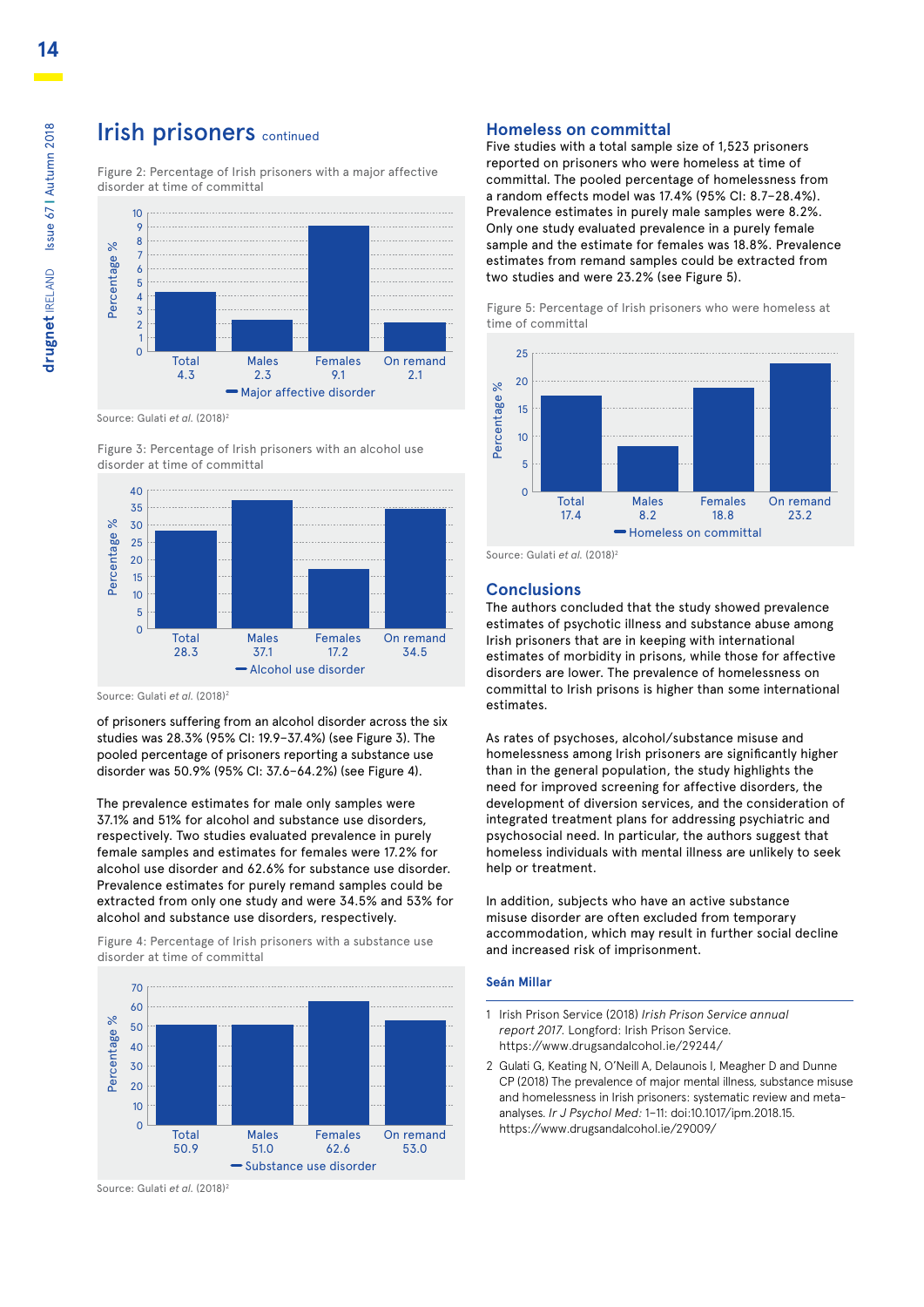## Irish prisoners continued

Figure 2: Percentage of Irish prisoners with a major affective disorder at time of committal

| | Total | Males | Females | On remand |
|---|---|---|---|---|
| Major affective disorder | 4.3 | 2.3 | 9.1 | 2.1 |

Source: Gulati *et al.* (2018)[2]

Figure 3: Percentage of Irish prisoners with an alcohol use disorder at time of committal

| | Total | Males | Females | On remand |
|---|---|---|---|---|
| Alcohol use disorder | 28.3 | 37.1 | 17.2 | 34.5 |

Source: Gulati *et al.* (2018)[2]

of prisoners suffering from an alcohol disorder across the six studies was 28.3% (95% CI: 19.9–37.4%) (see Figure 3). The pooled percentage of prisoners reporting a substance use disorder was 50.9% (95% CI: 37.6–64.2%) (see Figure 4).

The prevalence estimates for male only samples were 37.1% and 51% for alcohol and substance use disorders, respectively. Two studies evaluated prevalence in purely female samples and estimates for females were 17.2% for alcohol use disorder and 62.6% for substance use disorder. Prevalence estimates for purely remand samples could be extracted from only one study and were 34.5% and 53% for alcohol and substance use disorders, respectively.

Figure 4: Percentage of Irish prisoners with a substance use disorder at time of committal

| | Total | Males | Females | On remand |
|---|---|---|---|---|
| Substance use disorder | 50.9 | 51.0 | 62.6 | 53.0 |

Source: Gulati *et al.* (2018)[2]

### Homeless on committal

Five studies with a total sample size of 1,523 prisoners reported on prisoners who were homeless at time of committal. The pooled percentage of homelessness from a random effects model was 17.4% (95% CI: 8.7–28.4%). Prevalence estimates in purely male samples were 8.2%. Only one study evaluated prevalence in a purely female sample and the estimate for females was 18.8%. Prevalence estimates from remand samples could be extracted from two studies and were 23.2% (see Figure 5).

Figure 5: Percentage of Irish prisoners who were homeless at time of committal

| | Total | Males | Females | On remand |
|---|---|---|---|---|
| Homeless on committal | 17.4 | 8.2 | 18.8 | 23.2 |

Source: Gulati *et al.* (2018)[2]

### Conclusions

The authors concluded that the study showed prevalence estimates of psychotic illness and substance abuse among Irish prisoners that are in keeping with international estimates of morbidity in prisons, while those for affective disorders are lower. The prevalence of homelessness on committal to Irish prisons is higher than some international estimates.

As rates of psychoses, alcohol/substance misuse and homelessness among Irish prisoners are significantly higher than in the general population, the study highlights the need for improved screening for affective disorders, the development of diversion services, and the consideration of integrated treatment plans for addressing psychiatric and psychosocial need. In particular, the authors suggest that homeless individuals with mental illness are unlikely to seek help or treatment.

In addition, subjects who have an active substance misuse disorder are often excluded from temporary accommodation, which may result in further social decline and increased risk of imprisonment.

**Seán Millar**

1 Irish Prison Service (2018) *Irish Prison Service annual report 2017.* Longford: Irish Prison Service. https://www.drugsandalcohol.ie/29244/

2 Gulati G, Keating N, O'Neill A, Delaunois I, Meagher D and Dunne CP (2018) The prevalence of major mental illness, substance misuse and homelessness in Irish prisoners: systematic review and meta-analyses. *Ir J Psychol Med:* 1–11: doi:10.1017/ipm.2018.15. https://www.drugsandalcohol.ie/29009/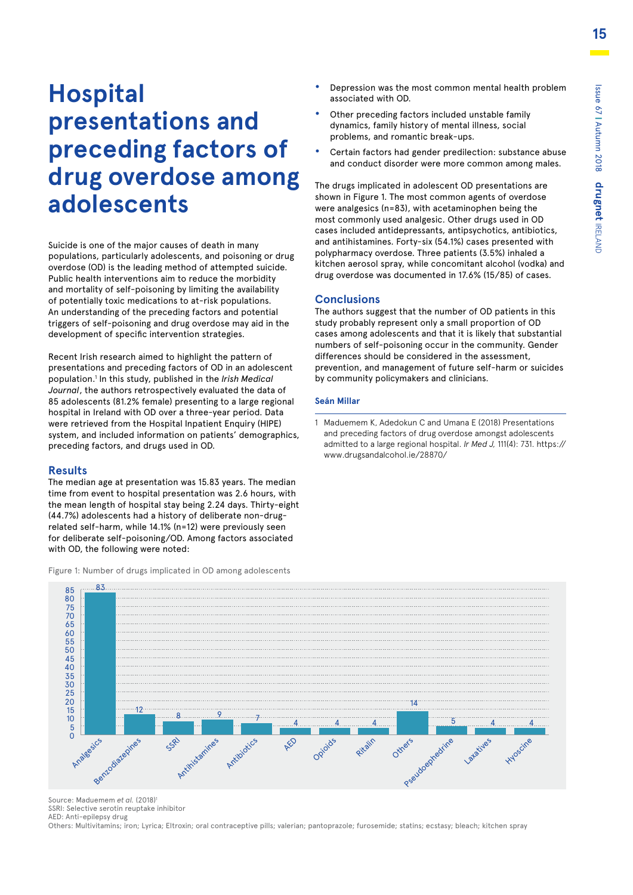# Hospital presentations and preceding factors of drug overdose among adolescents

Suicide is one of the major causes of death in many populations, particularly adolescents, and poisoning or drug overdose (OD) is the leading method of attempted suicide. Public health interventions aim to reduce the morbidity and mortality of self-poisoning by limiting the availability of potentially toxic medications to at-risk populations. An understanding of the preceding factors and potential triggers of self-poisoning and drug overdose may aid in the development of specific intervention strategies.

Recent Irish research aimed to highlight the pattern of presentations and preceding factors of OD in an adolescent population.[1] In this study, published in the *Irish Medical Journal*, the authors retrospectively evaluated the data of 85 adolescents (81.2% female) presenting to a large regional hospital in Ireland with OD over a three-year period. Data were retrieved from the Hospital Inpatient Enquiry (HIPE) system, and included information on patients' demographics, preceding factors, and drugs used in OD.

## Results

The median age at presentation was 15.83 years. The median time from event to hospital presentation was 2.6 hours, with the mean length of hospital stay being 2.24 days. Thirty-eight (44.7%) adolescents had a history of deliberate non-drug-related self-harm, while 14.1% (n=12) were previously seen for deliberate self-poisoning/OD. Among factors associated with OD, the following were noted:

- Depression was the most common mental health problem associated with OD.
- Other preceding factors included unstable family dynamics, family history of mental illness, social problems, and romantic break-ups.
- Certain factors had gender predilection: substance abuse and conduct disorder were more common among males.

The drugs implicated in adolescent OD presentations are shown in Figure 1. The most common agents of overdose were analgesics (n=83), with acetaminophen being the most commonly used analgesic. Other drugs used in OD cases included antidepressants, antipsychotics, antibiotics, and antihistamines. Forty-six (54.1%) cases presented with polypharmacy overdose. Three patients (3.5%) inhaled a kitchen aerosol spray, while concomitant alcohol (vodka) and drug overdose was documented in 17.6% (15/85) of cases.

## Conclusions

The authors suggest that the number of OD patients in this study probably represent only a small proportion of OD cases among adolescents and that it is likely that substantial numbers of self-poisoning occur in the community. Gender differences should be considered in the assessment, prevention, and management of future self-harm or suicides by community policymakers and clinicians.

**Seán Millar**

1 Maduemem K, Adedokun C and Umana E (2018) Presentations and preceding factors of drug overdose amongst adolescents admitted to a large regional hospital. *Ir Med J,* 111(4): 731. https://www.drugsandalcohol.ie/28870/

Figure 1: Number of drugs implicated in OD among adolescents

| Drug | Number |
|---|---|
| Analgesics | 83 |
| Benzodiazepines | 12 |
| SSRI | 8 |
| Antihistamines | 9 |
| Antibiotics | 7 |
| AED | 4 |
| Opioids | 4 |
| Ritalin | 4 |
| Others | 14 |
| Pseudoephedrine | 5 |
| Laxatives | 4 |
| Hyoscine | 4 |

Source: Maduemem *et al.* (2018)[1]
SSRI: Selective serotonin reuptake inhibitor
AED: Anti-epilepsy drug
Others: Multivitamins; iron; Lyrica; Eltroxin; oral contraceptive pills; valerian; pantoprazole; furosemide; statins; ecstasy; bleach; kitchen spray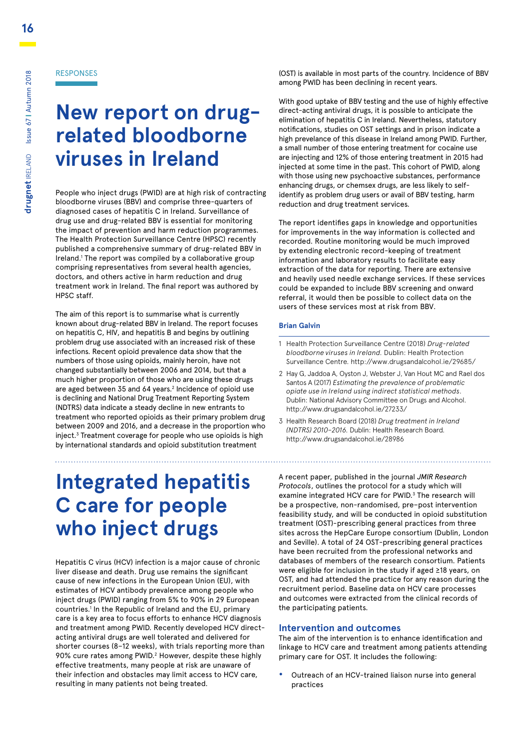RESPONSES

# New report on drug-related bloodborne viruses in Ireland

People who inject drugs (PWID) are at high risk of contracting bloodborne viruses (BBV) and comprise three-quarters of diagnosed cases of hepatitis C in Ireland. Surveillance of drug use and drug-related BBV is essential for monitoring the impact of prevention and harm reduction programmes. The Health Protection Surveillance Centre (HPSC) recently published a comprehensive summary of drug-related BBV in Ireland.[1] The report was compiled by a collaborative group comprising representatives from several health agencies, doctors, and others active in harm reduction and drug treatment work in Ireland. The final report was authored by HPSC staff.

The aim of this report is to summarise what is currently known about drug-related BBV in Ireland. The report focuses on hepatitis C, HIV, and hepatitis B and begins by outlining problem drug use associated with an increased risk of these infections. Recent opioid prevalence data show that the numbers of those using opioids, mainly heroin, have not changed substantially between 2006 and 2014, but that a much higher proportion of those who are using these drugs are aged between 35 and 64 years.[2] Incidence of opioid use is declining and National Drug Treatment Reporting System (NDTRS) data indicate a steady decline in new entrants to treatment who reported opioids as their primary problem drug between 2009 and 2016, and a decrease in the proportion who inject.[3] Treatment coverage for people who use opioids is high by international standards and opioid substitution treatment (OST) is available in most parts of the country. Incidence of BBV among PWID has been declining in recent years.

With good uptake of BBV testing and the use of highly effective direct-acting antiviral drugs, it is possible to anticipate the elimination of hepatitis C in Ireland. Nevertheless, statutory notifications, studies on OST settings and in prison indicate a high prevelance of this disease in Ireland among PWID. Further, a small number of those entering treatment for cocaine use are injecting and 12% of those entering treatment in 2015 had injected at some time in the past. This cohort of PWID, along with those using new psychoactive substances, performance enhancing drugs, or chemsex drugs, are less likely to self-identify as problem drug users or avail of BBV testing, harm reduction and drug treatment services.

The report identifies gaps in knowledge and opportunities for improvements in the way information is collected and recorded. Routine monitoring would be much improved by extending electronic record-keeping of treatment information and laboratory results to facilitate easy extraction of the data for reporting. There are extensive and heavily used needle exchange services. If these services could be expanded to include BBV screening and onward referral, it would then be possible to collect data on the users of these services most at risk from BBV.

**Brian Galvin**

1. Health Protection Surveillance Centre (2018) *Drug-related bloodborne viruses in Ireland.* Dublin: Health Protection Surveillance Centre. http://www.drugsandalcohol.ie/29685/
2. Hay G, Jaddoa A, Oyston J, Webster J, Van Hout MC and Rael dos Santos A (2017) *Estimating the prevalence of problematic opiate use in Ireland using indirect statistical methods*. Dublin: National Advisory Committee on Drugs and Alcohol. http://www.drugsandalcohol.ie/27233/
3. Health Research Board (2018) *Drug treatment in Ireland (NDTRS) 2010–2016.* Dublin: Health Research Board. http://www.drugsandalcohol.ie/28986

# Integrated hepatitis C care for people who inject drugs

Hepatitis C virus (HCV) infection is a major cause of chronic liver disease and death. Drug use remains the significant cause of new infections in the European Union (EU), with estimates of HCV antibody prevalence among people who inject drugs (PWID) ranging from 5% to 90% in 29 European countries.[1] In the Republic of Ireland and the EU, primary care is a key area to focus efforts to enhance HCV diagnosis among PWID. Recently developed HCV direct-acting antiviral drugs are well tolerated and delivered for shorter courses (8–12 weeks), with trials reporting more than 90% cure rates among PWID.[2] However, despite these highly effective treatments, many people at risk are unaware of their infection and obstacles may limit access to HCV care, resulting in many patients not being treated.

A recent paper, published in the journal *JMIR Research Protocols*, outlines the protocol for a study which will examine integrated HCV care for PWID.[3] The research will be a prospective, non-randomised, pre–post intervention feasibility study, and will be conducted in opioid substitution treatment (OST)-prescribing general practices from three sites across the HepCare Europe consortium (Dublin, London and Seville). A total of 24 OST-prescribing general practices have been recruited from the professional networks and databases of members of the research consortium. Patients were eligible for inclusion in the study if aged ≥18 years, on OST, and had attended the practice for any reason during the recruitment period. Baseline data on HCV care processes and outcomes were extracted from the clinical records of the participating patients.

## Intervention and outcomes

The aim of the intervention is to enhance identification and linkage to HCV care and treatment among patients attending primary care for OST. It includes the following:

- Outreach of an HCV-trained liaison nurse into general practices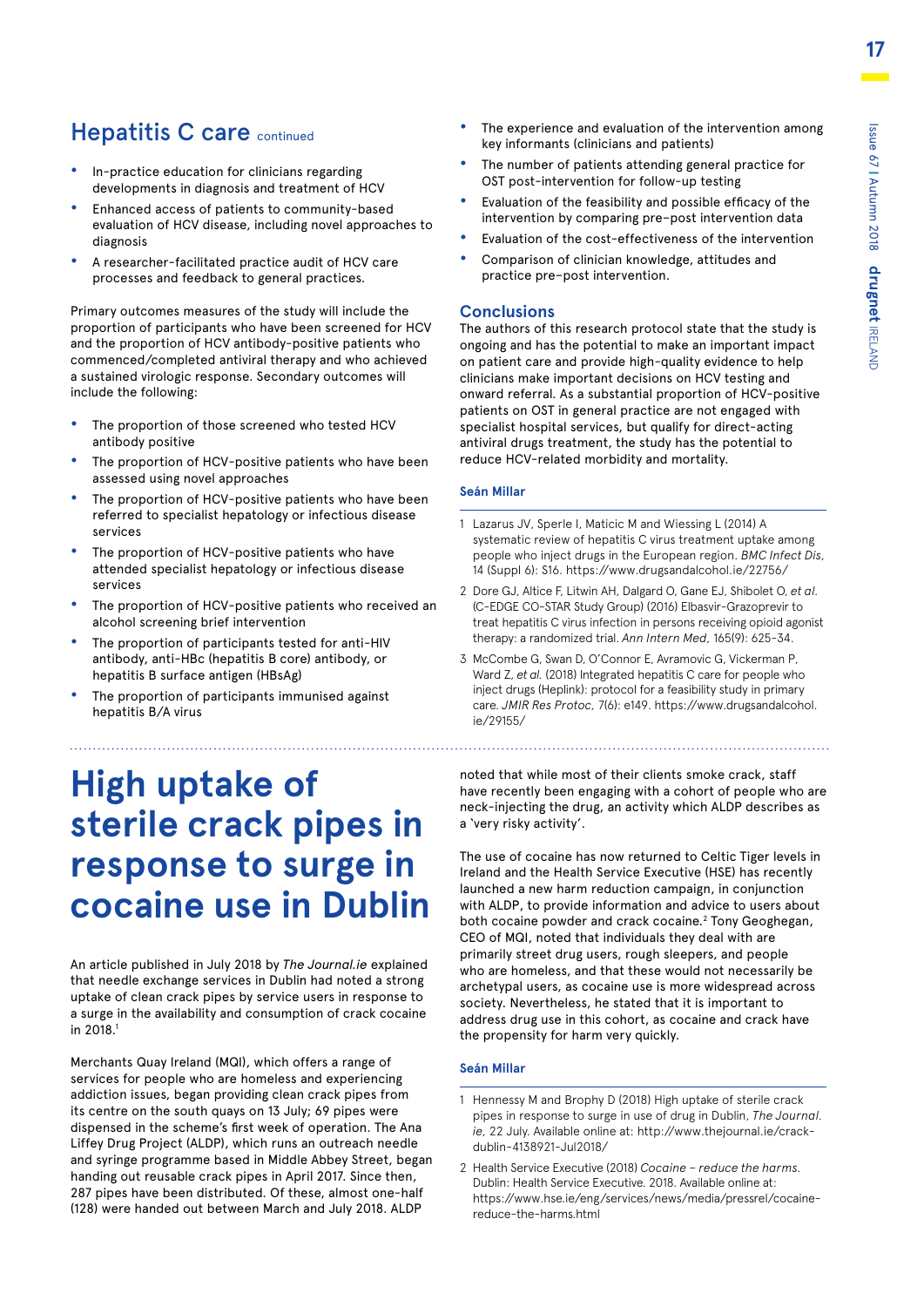## Hepatitis C care continued

- In-practice education for clinicians regarding developments in diagnosis and treatment of HCV
- Enhanced access of patients to community-based evaluation of HCV disease, including novel approaches to diagnosis
- A researcher-facilitated practice audit of HCV care processes and feedback to general practices.

Primary outcomes measures of the study will include the proportion of participants who have been screened for HCV and the proportion of HCV antibody-positive patients who commenced/completed antiviral therapy and who achieved a sustained virologic response. Secondary outcomes will include the following:

- The proportion of those screened who tested HCV antibody positive
- The proportion of HCV-positive patients who have been assessed using novel approaches
- The proportion of HCV-positive patients who have been referred to specialist hepatology or infectious disease services
- The proportion of HCV-positive patients who have attended specialist hepatology or infectious disease services
- The proportion of HCV-positive patients who received an alcohol screening brief intervention
- The proportion of participants tested for anti-HIV antibody, anti-HBc (hepatitis B core) antibody, or hepatitis B surface antigen (HBsAg)
- The proportion of participants immunised against hepatitis B/A virus
- The experience and evaluation of the intervention among key informants (clinicians and patients)
- The number of patients attending general practice for OST post-intervention for follow-up testing
- Evaluation of the feasibility and possible efficacy of the intervention by comparing pre–post intervention data
- Evaluation of the cost-effectiveness of the intervention
- Comparison of clinician knowledge, attitudes and practice pre–post intervention.

### Conclusions

The authors of this research protocol state that the study is ongoing and has the potential to make an important impact on patient care and provide high-quality evidence to help clinicians make important decisions on HCV testing and onward referral. As a substantial proportion of HCV-positive patients on OST in general practice are not engaged with specialist hospital services, but qualify for direct-acting antiviral drugs treatment, the study has the potential to reduce HCV-related morbidity and mortality.

**Seán Millar**

1 Lazarus JV, Sperle I, Maticic M and Wiessing L (2014) A systematic review of hepatitis C virus treatment uptake among people who inject drugs in the European region. *BMC Infect Dis*, 14 (Suppl 6): S16. https://www.drugsandalcohol.ie/22756/

2 Dore GJ, Altice F, Litwin AH, Dalgard O, Gane EJ, Shibolet O, *et al.* (C-EDGE CO-STAR Study Group) (2016) Elbasvir-Grazoprevir to treat hepatitis C virus infection in persons receiving opioid agonist therapy: a randomized trial. *Ann Intern Med*, 165(9): 625–34.

3 McCombe G, Swan D, O'Connor E, Avramovic G, Vickerman P, Ward Z, *et al.* (2018) Integrated hepatitis C care for people who inject drugs (Heplink): protocol for a feasibility study in primary care. *JMIR Res Protoc*, 7(6): e149. https://www.drugsandalcohol.ie/29155/

# High uptake of sterile crack pipes in response to surge in cocaine use in Dublin

An article published in July 2018 by *The Journal.ie* explained that needle exchange services in Dublin had noted a strong uptake of clean crack pipes by service users in response to a surge in the availability and consumption of crack cocaine in 2018.[1]

Merchants Quay Ireland (MQI), which offers a range of services for people who are homeless and experiencing addiction issues, began providing clean crack pipes from its centre on the south quays on 13 July; 69 pipes were dispensed in the scheme's first week of operation. The Ana Liffey Drug Project (ALDP), which runs an outreach needle and syringe programme based in Middle Abbey Street, began handing out reusable crack pipes in April 2017. Since then, 287 pipes have been distributed. Of these, almost one-half (128) were handed out between March and July 2018. ALDP noted that while most of their clients smoke crack, staff have recently been engaging with a cohort of people who are neck-injecting the drug, an activity which ALDP describes as a 'very risky activity'.

The use of cocaine has now returned to Celtic Tiger levels in Ireland and the Health Service Executive (HSE) has recently launched a new harm reduction campaign, in conjunction with ALDP, to provide information and advice to users about both cocaine powder and crack cocaine.[2] Tony Geoghegan, CEO of MQI, noted that individuals they deal with are primarily street drug users, rough sleepers, and people who are homeless, and that these would not necessarily be archetypal users, as cocaine use is more widespread across society. Nevertheless, he stated that it is important to address drug use in this cohort, as cocaine and crack have the propensity for harm very quickly.

**Seán Millar**

1 Hennessy M and Brophy D (2018) High uptake of sterile crack pipes in response to surge in use of drug in Dublin, *The Journal.ie*, 22 July. Available online at: http://www.thejournal.ie/crack-dublin-4138921-Jul2018/

2 Health Service Executive (2018) *Cocaine – reduce the harms.* Dublin: Health Service Executive. 2018. Available online at: https://www.hse.ie/eng/services/news/media/pressrel/cocaine-reduce-the-harms.html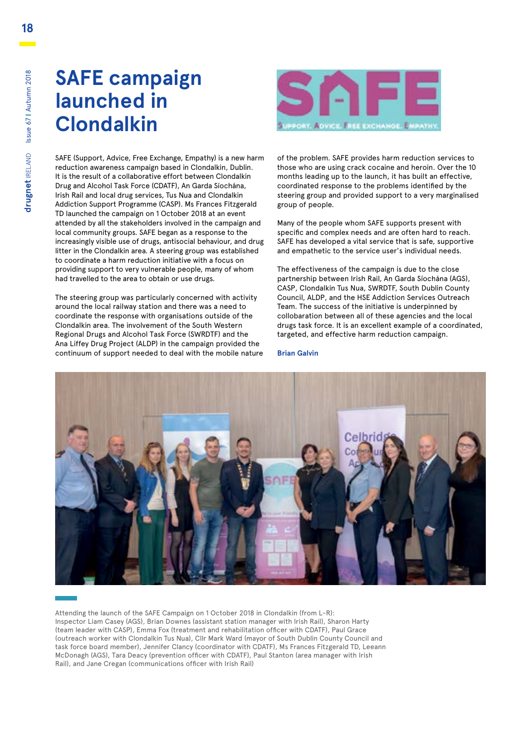# SAFE campaign launched in Clondalkin

SAFE (Support, Advice, Free Exchange, Empathy) is a new harm reduction awareness campaign based in Clondalkin, Dublin. It is the result of a collaborative effort between Clondalkin Drug and Alcohol Task Force (CDATF), An Garda Síochána, Irish Rail and local drug services, Tus Nua and Clondalkin Addiction Support Programme (CASP). Ms Frances Fitzgerald TD launched the campaign on 1 October 2018 at an event attended by all the stakeholders involved in the campaign and local community groups. SAFE began as a response to the increasingly visible use of drugs, antisocial behaviour, and drug litter in the Clondalkin area. A steering group was established to coordinate a harm reduction initiative with a focus on providing support to very vulnerable people, many of whom had travelled to the area to obtain or use drugs.

The steering group was particularly concerned with activity around the local railway station and there was a need to coordinate the response with organisations outside of the Clondalkin area. The involvement of the South Western Regional Drugs and Alcohol Task Force (SWRDTF) and the Ana Liffey Drug Project (ALDP) in the campaign provided the continuum of support needed to deal with the mobile nature of the problem. SAFE provides harm reduction services to those who are using crack cocaine and heroin. Over the 10 months leading up to the launch, it has built an effective, coordinated response to the problems identified by the steering group and provided support to a very marginalised group of people.

Many of the people whom SAFE supports present with specific and complex needs and are often hard to reach. SAFE has developed a vital service that is safe, supportive and empathetic to the service user's individual needs.

The effectiveness of the campaign is due to the close partnership between Irish Rail, An Garda Síochána (AGS), CASP, Clondalkin Tus Nua, SWRDTF, South Dublin County Council, ALDP, and the HSE Addiction Services Outreach Team. The success of the initiative is underpinned by collaboration between all of these agencies and the local drugs task force. It is an excellent example of a coordinated, targeted, and effective harm reduction campaign.

**Brian Galvin**

Attending the launch of the SAFE Campaign on 1 October 2018 in Clondalkin (from L-R): Inspector Liam Casey (AGS), Brian Downes (assistant station manager with Irish Rail), Sharon Harty (team leader with CASP), Emma Fox (treatment and rehabilitation officer with CDATF), Paul Grace (outreach worker with Clondalkin Tus Nua), Cllr Mark Ward (mayor of South Dublin County Council and task force board member), Jennifer Clancy (coordinator with CDATF), Ms Frances Fitzgerald TD, Leeann McDonagh (AGS), Tara Deacy (prevention officer with CDATF), Paul Stanton (area manager with Irish Rail), and Jane Cregan (communications officer with Irish Rail)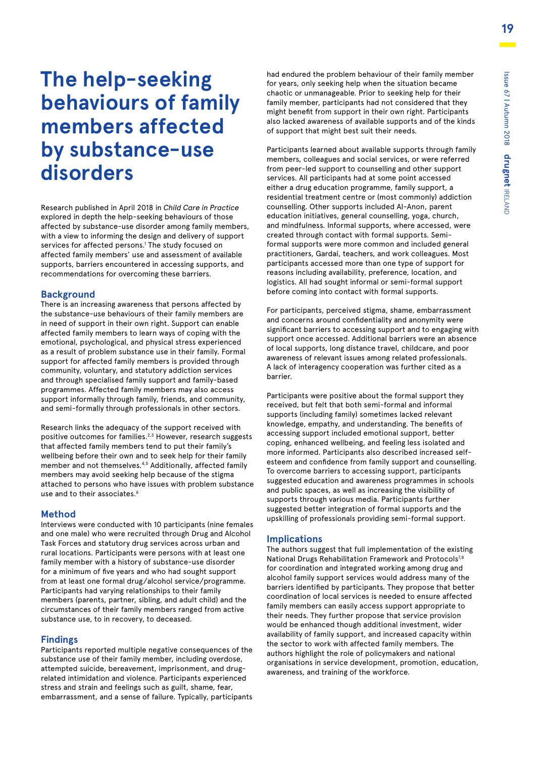# The help-seeking behaviours of family members affected by substance-use disorders

Research published in April 2018 in *Child Care in Practice* explored in depth the help-seeking behaviours of those affected by substance-use disorder among family members, with a view to informing the design and delivery of support services for affected persons.[1] The study focused on affected family members' use and assessment of available supports, barriers encountered in accessing supports, and recommendations for overcoming these barriers.

## Background

There is an increasing awareness that persons affected by the substance-use behaviours of their family members are in need of support in their own right. Support can enable affected family members to learn ways of coping with the emotional, psychological, and physical stress experienced as a result of problem substance use in their family. Formal support for affected family members is provided through community, voluntary, and statutory addiction services and through specialised family support and family-based programmes. Affected family members may also access support informally through family, friends, and community, and semi-formally through professionals in other sectors.

Research links the adequacy of the support received with positive outcomes for families.[2,3] However, research suggests that affected family members tend to put their family's wellbeing before their own and to seek help for their family member and not themselves.[4,5] Additionally, affected family members may avoid seeking help because of the stigma attached to persons who have issues with problem substance use and to their associates.[6]

## Method

Interviews were conducted with 10 participants (nine females and one male) who were recruited through Drug and Alcohol Task Forces and statutory drug services across urban and rural locations. Participants were persons with at least one family member with a history of substance-use disorder for a minimum of five years and who had sought support from at least one formal drug/alcohol service/programme. Participants had varying relationships to their family members (parents, partner, sibling, and adult child) and the circumstances of their family members ranged from active substance use, to in recovery, to deceased.

## Findings

Participants reported multiple negative consequences of the substance use of their family member, including overdose, attempted suicide, bereavement, imprisonment, and drug-related intimidation and violence. Participants experienced stress and strain and feelings such as guilt, shame, fear, embarrassment, and a sense of failure. Typically, participants had endured the problem behaviour of their family member for years, only seeking help when the situation became chaotic or unmanageable. Prior to seeking help for their family member, participants had not considered that they might benefit from support in their own right. Participants also lacked awareness of available supports and of the kinds of support that might best suit their needs.

Participants learned about available supports through family members, colleagues and social services, or were referred from peer-led support to counselling and other support services. All participants had at some point accessed either a drug education programme, family support, a residential treatment centre or (most commonly) addiction counselling. Other supports included Al-Anon, parent education initiatives, general counselling, yoga, church, and mindfulness. Informal supports, where accessed, were created through contact with formal supports. Semi-formal supports were more common and included general practitioners, Gardaí, teachers, and work colleagues. Most participants accessed more than one type of support for reasons including availability, preference, location, and logistics. All had sought informal or semi-formal support before coming into contact with formal supports.

For participants, perceived stigma, shame, embarrassment and concerns around confidentiality and anonymity were significant barriers to accessing support and to engaging with support once accessed. Additional barriers were an absence of local supports, long distance travel, childcare, and poor awareness of relevant issues among related professionals. A lack of interagency cooperation was further cited as a barrier.

Participants were positive about the formal support they received, but felt that both semi-formal and informal supports (including family) sometimes lacked relevant knowledge, empathy, and understanding. The benefits of accessing support included emotional support, better coping, enhanced wellbeing, and feeling less isolated and more informed. Participants also described increased self-esteem and confidence from family support and counselling. To overcome barriers to accessing support, participants suggested education and awareness programmes in schools and public spaces, as well as increasing the visibility of supports through various media. Participants further suggested better integration of formal supports and the upskilling of professionals providing semi-formal support.

## Implications

The authors suggest that full implementation of the existing National Drugs Rehabilitation Framework and Protocols[7,8] for coordination and integrated working among drug and alcohol family support services would address many of the barriers identified by participants. They propose that better coordination of local services is needed to ensure affected family members can easily access support appropriate to their needs. They further propose that service provision would be enhanced though additional investment, wider availability of family support, and increased capacity within the sector to work with affected family members. The authors highlight the role of policymakers and national organisations in service development, promotion, education, awareness, and training of the workforce.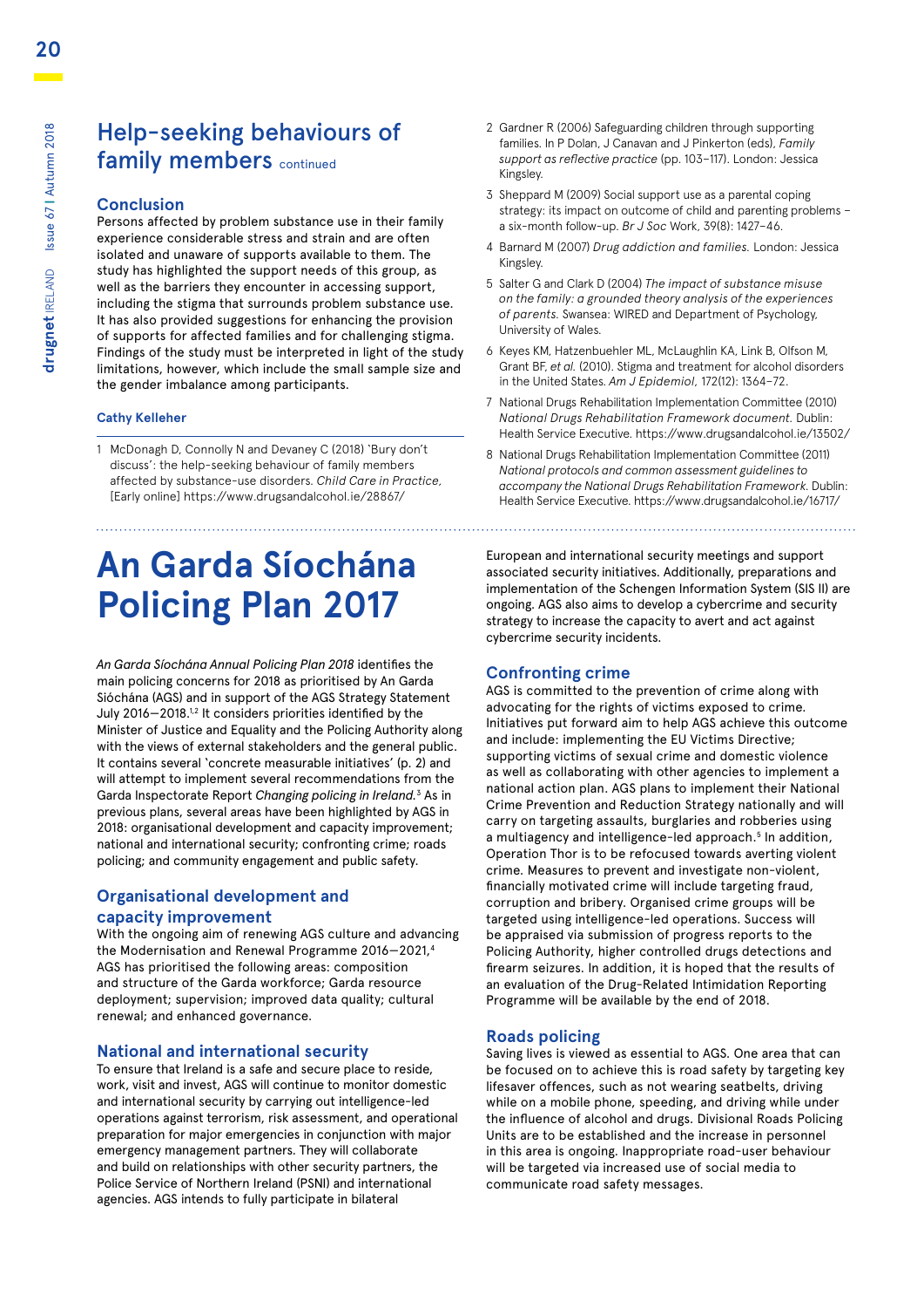## Help-seeking behaviours of family members continued

### Conclusion

Persons affected by problem substance use in their family experience considerable stress and strain and are often isolated and unaware of supports available to them. The study has highlighted the support needs of this group, as well as the barriers they encounter in accessing support, including the stigma that surrounds problem substance use. It has also provided suggestions for enhancing the provision of supports for affected families and for challenging stigma. Findings of the study must be interpreted in light of the study limitations, however, which include the small sample size and the gender imbalance among participants.

**Cathy Kelleher**

1 McDonagh D, Connolly N and Devaney C (2018) 'Bury don't discuss': the help-seeking behaviour of family members affected by substance-use disorders. *Child Care in Practice,* [Early online] https://www.drugsandalcohol.ie/28867/

2 Gardner R (2006) Safeguarding children through supporting families. In P Dolan, J Canavan and J Pinkerton (eds), *Family support as reflective practice* (pp. 103–117). London: Jessica Kingsley.

3 Sheppard M (2009) Social support use as a parental coping strategy: its impact on outcome of child and parenting problems – a six-month follow-up. *Br J Soc* Work, 39(8): 1427–46.

4 Barnard M (2007) *Drug addiction and families.* London: Jessica Kingsley.

5 Salter G and Clark D (2004) *The impact of substance misuse on the family: a grounded theory analysis of the experiences of parents.* Swansea: WIRED and Department of Psychology, University of Wales.

6 Keyes KM, Hatzenbuehler ML, McLaughlin KA, Link B, Olfson M, Grant BF, *et al.* (2010). Stigma and treatment for alcohol disorders in the United States. *Am J Epidemiol,* 172(12): 1364–72.

7 National Drugs Rehabilitation Implementation Committee (2010) *National Drugs Rehabilitation Framework document.* Dublin: Health Service Executive. https://www.drugsandalcohol.ie/13502/

8 National Drugs Rehabilitation Implementation Committee (2011) *National protocols and common assessment guidelines to accompany the National Drugs Rehabilitation Framework.* Dublin: Health Service Executive. https://www.drugsandalcohol.ie/16717/

# An Garda Síochána Policing Plan 2017

*An Garda Síochána Annual Policing Plan 2018* identifies the main policing concerns for 2018 as prioritised by An Garda Síochána (AGS) and in support of the AGS Strategy Statement July 2016—2018.[1,2] It considers priorities identified by the Minister of Justice and Equality and the Policing Authority along with the views of external stakeholders and the general public. It contains several 'concrete measurable initiatives' (p. 2) and will attempt to implement several recommendations from the Garda Inspectorate Report *Changing policing in Ireland.*[3] As in previous plans, several areas have been highlighted by AGS in 2018: organisational development and capacity improvement; national and international security; confronting crime; roads policing; and community engagement and public safety.

### Organisational development and capacity improvement

With the ongoing aim of renewing AGS culture and advancing the Modernisation and Renewal Programme 2016—2021,[4] AGS has prioritised the following areas: composition and structure of the Garda workforce; Garda resource deployment; supervision; improved data quality; cultural renewal; and enhanced governance.

### National and international security

To ensure that Ireland is a safe and secure place to reside, work, visit and invest, AGS will continue to monitor domestic and international security by carrying out intelligence-led operations against terrorism, risk assessment, and operational preparation for major emergencies in conjunction with major emergency management partners. They will collaborate and build on relationships with other security partners, the Police Service of Northern Ireland (PSNI) and international agencies. AGS intends to fully participate in bilateral European and international security meetings and support associated security initiatives. Additionally, preparations and implementation of the Schengen Information System (SIS II) are ongoing. AGS also aims to develop a cybercrime and security strategy to increase the capacity to avert and act against cybercrime security incidents.

### Confronting crime

AGS is committed to the prevention of crime along with advocating for the rights of victims exposed to crime. Initiatives put forward aim to help AGS achieve this outcome and include: implementing the EU Victims Directive; supporting victims of sexual crime and domestic violence as well as collaborating with other agencies to implement a national action plan. AGS plans to implement their National Crime Prevention and Reduction Strategy nationally and will carry on targeting assaults, burglaries and robberies using a multiagency and intelligence-led approach.[5] In addition, Operation Thor is to be refocused towards averting violent crime. Measures to prevent and investigate non-violent, financially motivated crime will include targeting fraud, corruption and bribery. Organised crime groups will be targeted using intelligence-led operations. Success will be appraised via submission of progress reports to the Policing Authority, higher controlled drugs detections and firearm seizures. In addition, it is hoped that the results of an evaluation of the Drug-Related Intimidation Reporting Programme will be available by the end of 2018.

### Roads policing

Saving lives is viewed as essential to AGS. One area that can be focused on to achieve this is road safety by targeting key lifesaver offences, such as not wearing seatbelts, driving while on a mobile phone, speeding, and driving while under the influence of alcohol and drugs. Divisional Roads Policing Units are to be established and the increase in personnel in this area is ongoing. Inappropriate road-user behaviour will be targeted via increased use of social media to communicate road safety messages.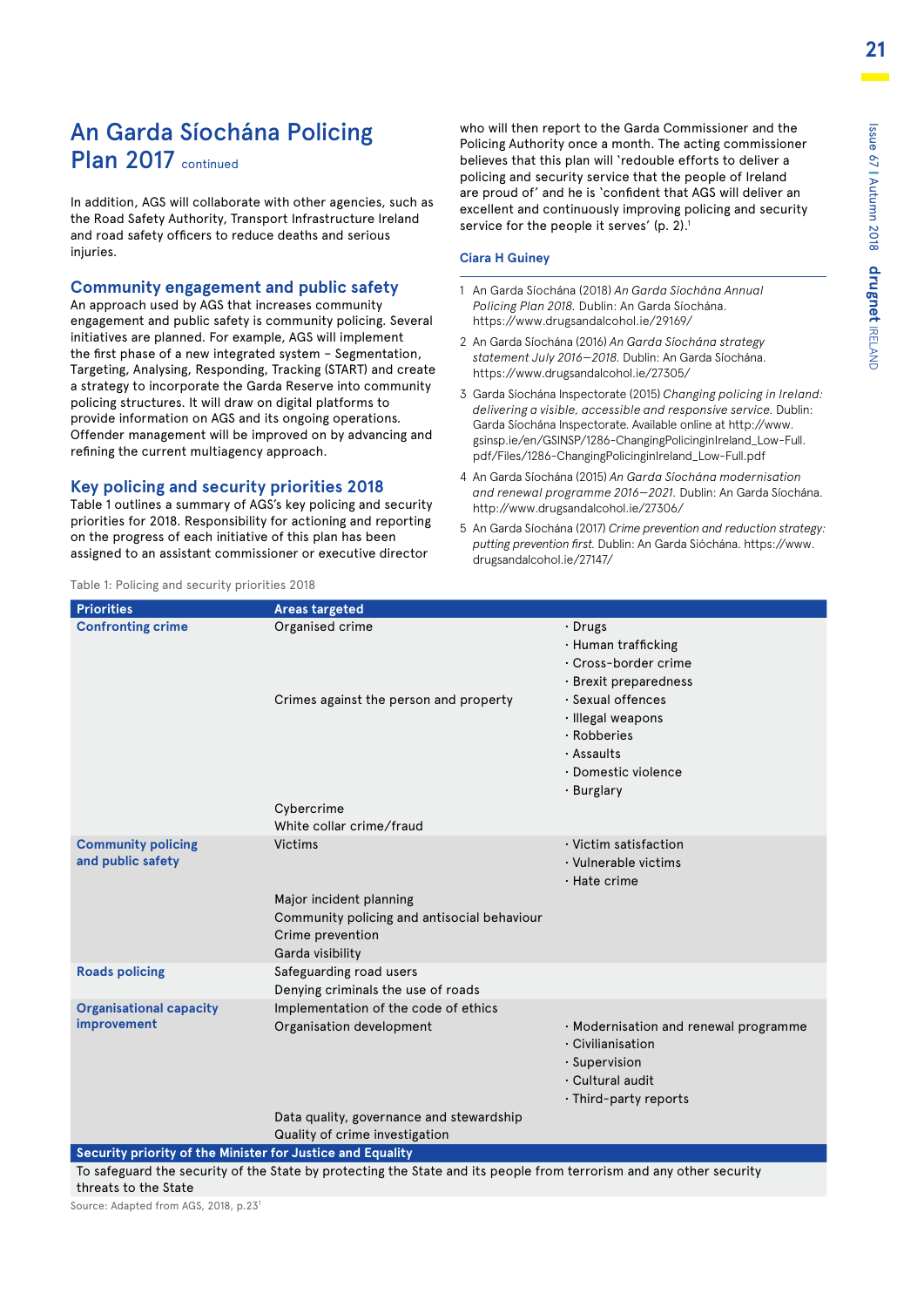## An Garda Síochána Policing Plan 2017 continued

In addition, AGS will collaborate with other agencies, such as the Road Safety Authority, Transport Infrastructure Ireland and road safety officers to reduce deaths and serious injuries.

### Community engagement and public safety

An approach used by AGS that increases community engagement and public safety is community policing. Several initiatives are planned. For example, AGS will implement the first phase of a new integrated system – Segmentation, Targeting, Analysing, Responding, Tracking (START) and create a strategy to incorporate the Garda Reserve into community policing structures. It will draw on digital platforms to provide information on AGS and its ongoing operations. Offender management will be improved on by advancing and refining the current multiagency approach.

### Key policing and security priorities 2018

Table 1 outlines a summary of AGS's key policing and security priorities for 2018. Responsibility for actioning and reporting on the progress of each initiative of this plan has been assigned to an assistant commissioner or executive director who will then report to the Garda Commissioner and the Policing Authority once a month. The acting commissioner believes that this plan will 'redouble efforts to deliver a policing and security service that the people of Ireland are proud of' and he is 'confident that AGS will deliver an excellent and continuously improving policing and security service for the people it serves' (p. 2).[1]

**Ciara H Guiney**

1 An Garda Síochána (2018) *An Garda Síochána Annual Policing Plan 2018.* Dublin: An Garda Síochána. https://www.drugsandalcohol.ie/29169/

2 An Garda Síochána (2016) *An Garda Síochána strategy statement July 2016–2018.* Dublin: An Garda Síochána. https://www.drugsandalcohol.ie/27305/

3 Garda Síochána Inspectorate (2015) *Changing policing in Ireland: delivering a visible, accessible and responsive service.* Dublin: Garda Síochána Inspectorate. Available online at http://www.gsinsp.ie/en/GSINSP/1286-ChangingPolicinginIreland_Low-Full.pdf/Files/1286-ChangingPolicinginIreland_Low-Full.pdf

4 An Garda Síochána (2015) *An Garda Síochána modernisation and renewal programme 2016–2021.* Dublin: An Garda Síochána. http://www.drugsandalcohol.ie/27306/

5 An Garda Síochána (2017) *Crime prevention and reduction strategy: putting prevention first.* Dublin: An Garda Síochána. https://www.drugsandalcohol.ie/27147/

Table 1: Policing and security priorities 2018

| Priorities | Areas targeted | |
|---|---|---|
| **Confronting crime** | Organised crime | · Drugs<br>· Human trafficking<br>· Cross-border crime<br>· Brexit preparedness |
| | Crimes against the person and property | · Sexual offences<br>· Illegal weapons<br>· Robberies<br>· Assaults<br>· Domestic violence<br>· Burglary |
| | Cybercrime | |
| | White collar crime/fraud | |
| **Community policing and public safety** | Victims | · Victim satisfaction<br>· Vulnerable victims<br>· Hate crime |
| | Major incident planning | |
| | Community policing and antisocial behaviour | |
| | Crime prevention | |
| | Garda visibility | |
| **Roads policing** | Safeguarding road users | |
| | Denying criminals the use of roads | |
| **Organisational capacity improvement** | Implementation of the code of ethics | |
| | Organisation development | · Modernisation and renewal programme<br>· Civilianisation<br>· Supervision<br>· Cultural audit<br>· Third-party reports |
| | Data quality, governance and stewardship | |
| | Quality of crime investigation | |
| **Security priority of the Minister for Justice and Equality** | | |
| To safeguard the security of the State by protecting the State and its people from terrorism and any other security threats to the State | | |

Source: Adapted from AGS, 2018, p.23[1]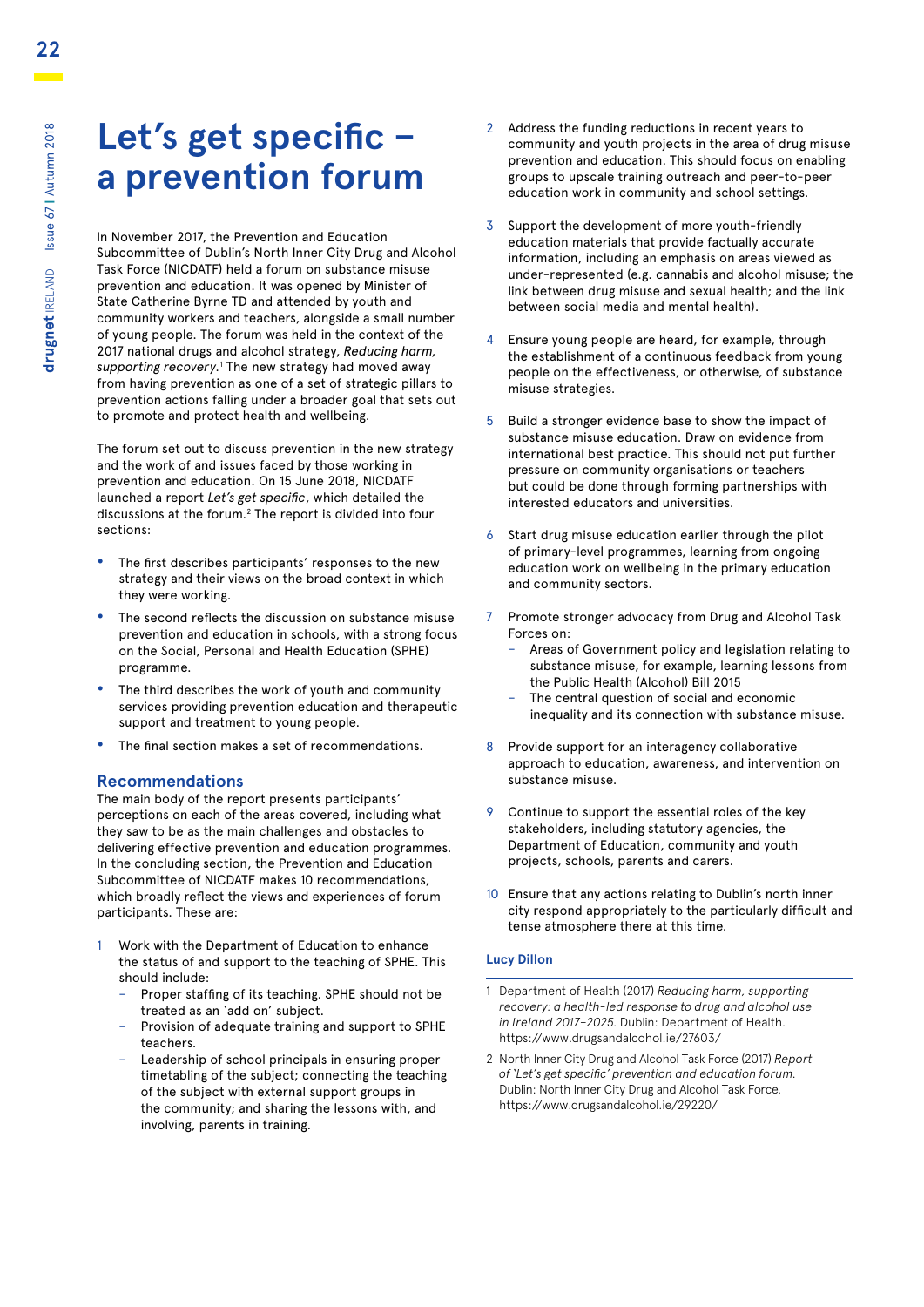# Let's get specific – a prevention forum

In November 2017, the Prevention and Education Subcommittee of Dublin's North Inner City Drug and Alcohol Task Force (NICDATF) held a forum on substance misuse prevention and education. It was opened by Minister of State Catherine Byrne TD and attended by youth and community workers and teachers, alongside a small number of young people. The forum was held in the context of the 2017 national drugs and alcohol strategy, *Reducing harm, supporting recovery*.[1] The new strategy had moved away from having prevention as one of a set of strategic pillars to prevention actions falling under a broader goal that sets out to promote and protect health and wellbeing.

The forum set out to discuss prevention in the new strategy and the work of and issues faced by those working in prevention and education. On 15 June 2018, NICDATF launched a report *Let's get specific*, which detailed the discussions at the forum.[2] The report is divided into four sections:

- The first describes participants' responses to the new strategy and their views on the broad context in which they were working.
- The second reflects the discussion on substance misuse prevention and education in schools, with a strong focus on the Social, Personal and Health Education (SPHE) programme.
- The third describes the work of youth and community services providing prevention education and therapeutic support and treatment to young people.
- The final section makes a set of recommendations.

## Recommendations

The main body of the report presents participants' perceptions on each of the areas covered, including what they saw to be as the main challenges and obstacles to delivering effective prevention and education programmes. In the concluding section, the Prevention and Education Subcommittee of NICDATF makes 10 recommendations, which broadly reflect the views and experiences of forum participants. These are:

1. Work with the Department of Education to enhance the status of and support to the teaching of SPHE. This should include:
   - Proper staffing of its teaching. SPHE should not be treated as an 'add on' subject.
   - Provision of adequate training and support to SPHE teachers.
   - Leadership of school principals in ensuring proper timetabling of the subject; connecting the teaching of the subject with external support groups in the community; and sharing the lessons with, and involving, parents in training.
2. Address the funding reductions in recent years to community and youth projects in the area of drug misuse prevention and education. This should focus on enabling groups to upscale training outreach and peer-to-peer education work in community and school settings.
3. Support the development of more youth-friendly education materials that provide factually accurate information, including an emphasis on areas viewed as under-represented (e.g. cannabis and alcohol misuse; the link between drug misuse and sexual health; and the link between social media and mental health).
4. Ensure young people are heard, for example, through the establishment of a continuous feedback from young people on the effectiveness, or otherwise, of substance misuse strategies.
5. Build a stronger evidence base to show the impact of substance misuse education. Draw on evidence from international best practice. This should not put further pressure on community organisations or teachers but could be done through forming partnerships with interested educators and universities.
6. Start drug misuse education earlier through the pilot of primary-level programmes, learning from ongoing education work on wellbeing in the primary education and community sectors.
7. Promote stronger advocacy from Drug and Alcohol Task Forces on:
   - Areas of Government policy and legislation relating to substance misuse, for example, learning lessons from the Public Health (Alcohol) Bill 2015
   - The central question of social and economic inequality and its connection with substance misuse.
8. Provide support for an interagency collaborative approach to education, awareness, and intervention on substance misuse.
9. Continue to support the essential roles of the key stakeholders, including statutory agencies, the Department of Education, community and youth projects, schools, parents and carers.
10. Ensure that any actions relating to Dublin's north inner city respond appropriately to the particularly difficult and tense atmosphere there at this time.

**Lucy Dillon**

1 Department of Health (2017) *Reducing harm, supporting recovery: a health-led response to drug and alcohol use in Ireland 2017–2025*. Dublin: Department of Health. https://www.drugsandalcohol.ie/27603/

2 North Inner City Drug and Alcohol Task Force (2017) *Report of 'Let's get specific' prevention and education forum.* Dublin: North Inner City Drug and Alcohol Task Force. https://www.drugsandalcohol.ie/29220/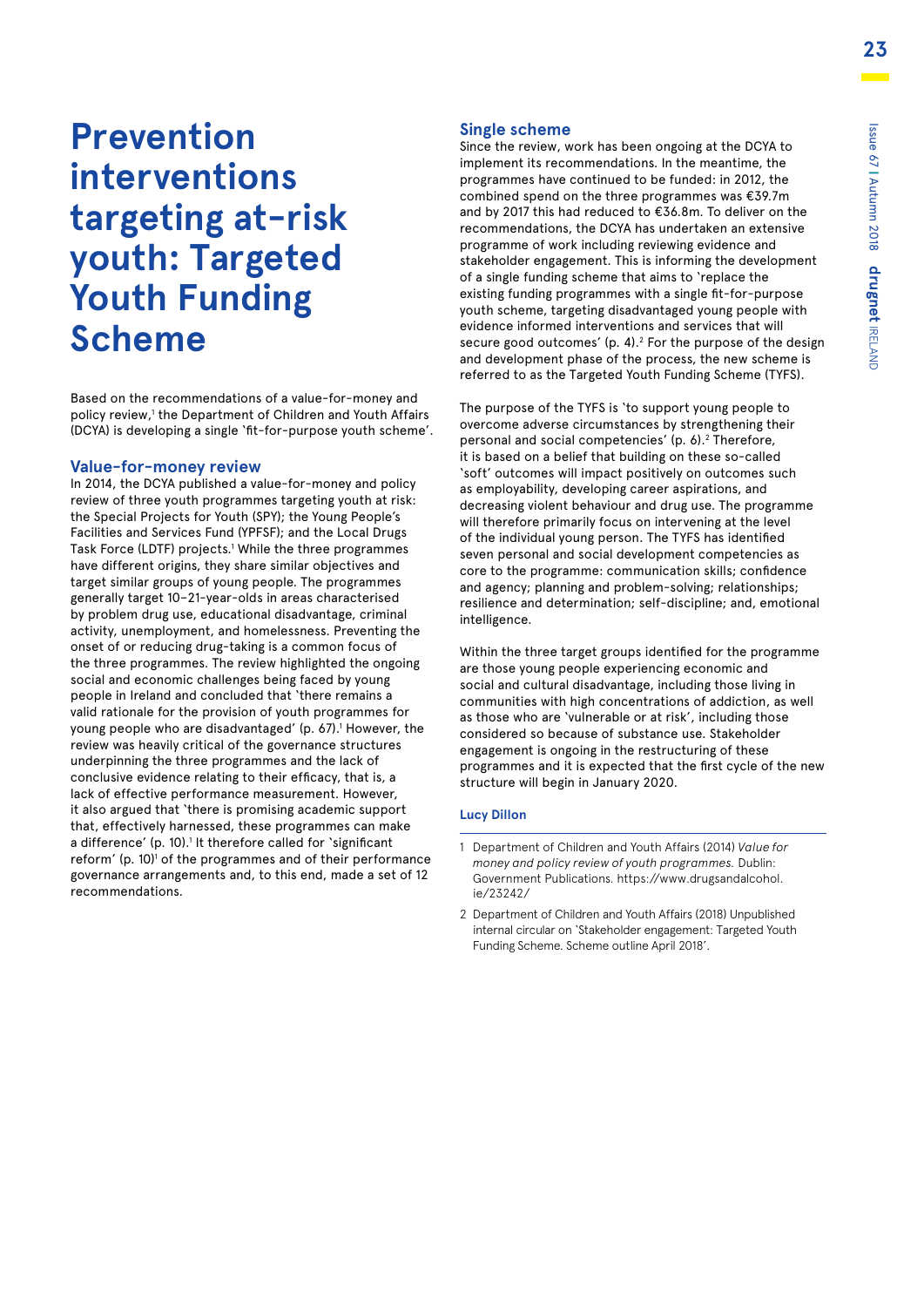# Prevention interventions targeting at-risk youth: Targeted Youth Funding Scheme

Based on the recommendations of a value-for-money and policy review,[1] the Department of Children and Youth Affairs (DCYA) is developing a single 'fit-for-purpose youth scheme'.

## Value-for-money review

In 2014, the DCYA published a value-for-money and policy review of three youth programmes targeting youth at risk: the Special Projects for Youth (SPY); the Young People's Facilities and Services Fund (YPFSF); and the Local Drugs Task Force (LDTF) projects.[1] While the three programmes have different origins, they share similar objectives and target similar groups of young people. The programmes generally target 10–21-year-olds in areas characterised by problem drug use, educational disadvantage, criminal activity, unemployment, and homelessness. Preventing the onset of or reducing drug-taking is a common focus of the three programmes. The review highlighted the ongoing social and economic challenges being faced by young people in Ireland and concluded that 'there remains a valid rationale for the provision of youth programmes for young people who are disadvantaged' (p. 67).[1] However, the review was heavily critical of the governance structures underpinning the three programmes and the lack of conclusive evidence relating to their efficacy, that is, a lack of effective performance measurement. However, it also argued that 'there is promising academic support that, effectively harnessed, these programmes can make a difference' (p. 10).[1] It therefore called for 'significant reform' (p. 10)[1] of the programmes and of their performance governance arrangements and, to this end, made a set of 12 recommendations.

## Single scheme

Since the review, work has been ongoing at the DCYA to implement its recommendations. In the meantime, the programmes have continued to be funded: in 2012, the combined spend on the three programmes was €39.7m and by 2017 this had reduced to €36.8m. To deliver on the recommendations, the DCYA has undertaken an extensive programme of work including reviewing evidence and stakeholder engagement. This is informing the development of a single funding scheme that aims to 'replace the existing funding programmes with a single fit-for-purpose youth scheme, targeting disadvantaged young people with evidence informed interventions and services that will secure good outcomes' (p. 4).[2] For the purpose of the design and development phase of the process, the new scheme is referred to as the Targeted Youth Funding Scheme (TYFS).

The purpose of the TYFS is 'to support young people to overcome adverse circumstances by strengthening their personal and social competencies' (p. 6).[2] Therefore, it is based on a belief that building on these so-called 'soft' outcomes will impact positively on outcomes such as employability, developing career aspirations, and decreasing violent behaviour and drug use. The programme will therefore primarily focus on intervening at the level of the individual young person. The TYFS has identified seven personal and social development competencies as core to the programme: communication skills; confidence and agency; planning and problem-solving; relationships; resilience and determination; self-discipline; and, emotional intelligence.

Within the three target groups identified for the programme are those young people experiencing economic and social and cultural disadvantage, including those living in communities with high concentrations of addiction, as well as those who are 'vulnerable or at risk', including those considered so because of substance use. Stakeholder engagement is ongoing in the restructuring of these programmes and it is expected that the first cycle of the new structure will begin in January 2020.

**Lucy Dillon**

---

1. Department of Children and Youth Affairs (2014) *Value for money and policy review of youth programmes.* Dublin: Government Publications. https://www.drugsandalcohol.ie/23242/
2. Department of Children and Youth Affairs (2018) Unpublished internal circular on 'Stakeholder engagement: Targeted Youth Funding Scheme. Scheme outline April 2018'.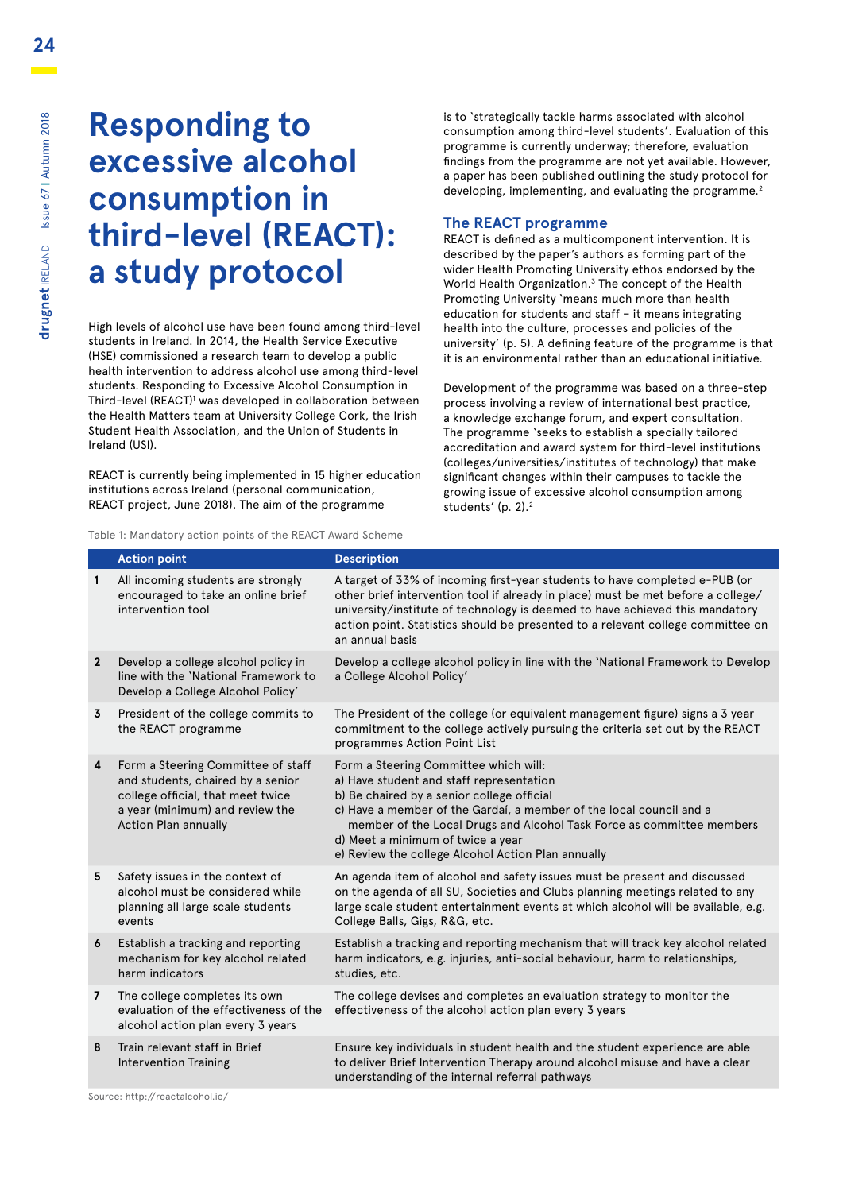# Responding to excessive alcohol consumption in third-level (REACT): a study protocol

High levels of alcohol use have been found among third-level students in Ireland. In 2014, the Health Service Executive (HSE) commissioned a research team to develop a public health intervention to address alcohol use among third-level students. Responding to Excessive Alcohol Consumption in Third-level (REACT)[1] was developed in collaboration between the Health Matters team at University College Cork, the Irish Student Health Association, and the Union of Students in Ireland (USI).

REACT is currently being implemented in 15 higher education institutions across Ireland (personal communication, REACT project, June 2018). The aim of the programme is to 'strategically tackle harms associated with alcohol consumption among third-level students'. Evaluation of this programme is currently underway; therefore, evaluation findings from the programme are not yet available. However, a paper has been published outlining the study protocol for developing, implementing, and evaluating the programme.[2]

## The REACT programme

REACT is defined as a multicomponent intervention. It is described by the paper's authors as forming part of the wider Health Promoting University ethos endorsed by the World Health Organization.[3] The concept of the Health Promoting University 'means much more than health education for students and staff – it means integrating health into the culture, processes and policies of the university' (p. 5). A defining feature of the programme is that it is an environmental rather than an educational initiative.

Development of the programme was based on a three-step process involving a review of international best practice, a knowledge exchange forum, and expert consultation. The programme 'seeks to establish a specially tailored accreditation and award system for third-level institutions (colleges/universities/institutes of technology) that make significant changes within their campuses to tackle the growing issue of excessive alcohol consumption among students' (p. 2).[2]

Table 1: Mandatory action points of the REACT Award Scheme

| | Action point | Description |
|---|---|---|
| 1 | All incoming students are strongly encouraged to take an online brief intervention tool | A target of 33% of incoming first-year students to have completed e-PUB (or other brief intervention tool if already in place) must be met before a college/ university/institute of technology is deemed to have achieved this mandatory action point. Statistics should be presented to a relevant college committee on an annual basis |
| 2 | Develop a college alcohol policy in line with the 'National Framework to Develop a College Alcohol Policy' | Develop a college alcohol policy in line with the 'National Framework to Develop a College Alcohol Policy' |
| 3 | President of the college commits to the REACT programme | The President of the college (or equivalent management figure) signs a 3 year commitment to the college actively pursuing the criteria set out by the REACT programmes Action Point List |
| 4 | Form a Steering Committee of staff and students, chaired by a senior college official, that meet twice a year (minimum) and review the Action Plan annually | Form a Steering Committee which will:<br>a) Have student and staff representation<br>b) Be chaired by a senior college official<br>c) Have a member of the Gardaí, a member of the local council and a member of the Local Drugs and Alcohol Task Force as committee members<br>d) Meet a minimum of twice a year<br>e) Review the college Alcohol Action Plan annually |
| 5 | Safety issues in the context of alcohol must be considered while planning all large scale students events | An agenda item of alcohol and safety issues must be present and discussed on the agenda of all SU, Societies and Clubs planning meetings related to any large scale student entertainment events at which alcohol will be available, e.g. College Balls, Gigs, R&G, etc. |
| 6 | Establish a tracking and reporting mechanism for key alcohol related harm indicators | Establish a tracking and reporting mechanism that will track key alcohol related harm indicators, e.g. injuries, anti-social behaviour, harm to relationships, studies, etc. |
| 7 | The college completes its own evaluation of the effectiveness of the alcohol action plan every 3 years | The college devises and completes an evaluation strategy to monitor the effectiveness of the alcohol action plan every 3 years |
| 8 | Train relevant staff in Brief Intervention Training | Ensure key individuals in student health and the student experience are able to deliver Brief Intervention Therapy around alcohol misuse and have a clear understanding of the internal referral pathways |

Source: http://reactalcohol.ie/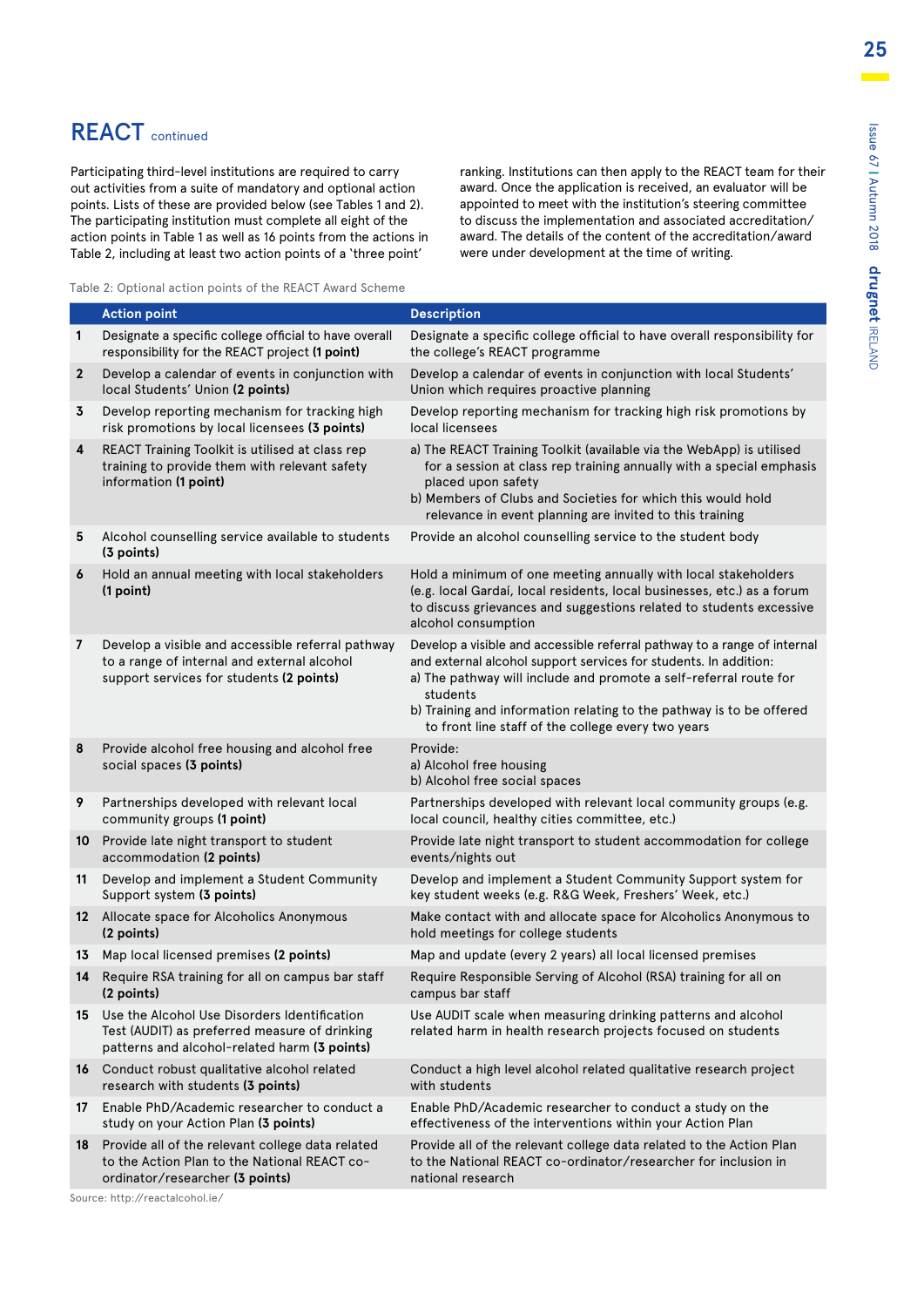## REACT continued

Participating third-level institutions are required to carry out activities from a suite of mandatory and optional action points. Lists of these are provided below (see Tables 1 and 2). The participating institution must complete all eight of the action points in Table 1 as well as 16 points from the actions in Table 2, including at least two action points of a 'three point' ranking. Institutions can then apply to the REACT team for their award. Once the application is received, an evaluator will be appointed to meet with the institution's steering committee to discuss the implementation and associated accreditation/award. The details of the content of the accreditation/award were under development at the time of writing.

Table 2: Optional action points of the REACT Award Scheme

| | Action point | Description |
|---|---|---|
| 1 | Designate a specific college official to have overall responsibility for the REACT project **(1 point)** | Designate a specific college official to have overall responsibility for the college's REACT programme |
| 2 | Develop a calendar of events in conjunction with local Students' Union **(2 points)** | Develop a calendar of events in conjunction with local Students' Union which requires proactive planning |
| 3 | Develop reporting mechanism for tracking high risk promotions by local licensees **(3 points)** | Develop reporting mechanism for tracking high risk promotions by local licensees |
| 4 | REACT Training Toolkit is utilised at class rep training to provide them with relevant safety information **(1 point)** | a) The REACT Training Toolkit (available via the WebApp) is utilised for a session at class rep training annually with a special emphasis placed upon safety<br>b) Members of Clubs and Societies for which this would hold relevance in event planning are invited to this training |
| 5 | Alcohol counselling service available to students **(3 points)** | Provide an alcohol counselling service to the student body |
| 6 | Hold an annual meeting with local stakeholders **(1 point)** | Hold a minimum of one meeting annually with local stakeholders (e.g. local Gardaí, local residents, local businesses, etc.) as a forum to discuss grievances and suggestions related to students excessive alcohol consumption |
| 7 | Develop a visible and accessible referral pathway to a range of internal and external alcohol support services for students **(2 points)** | Develop a visible and accessible referral pathway to a range of internal and external alcohol support services for students. In addition:<br>a) The pathway will include and promote a self-referral route for students<br>b) Training and information relating to the pathway is to be offered to front line staff of the college every two years |
| 8 | Provide alcohol free housing and alcohol free social spaces **(3 points)** | Provide:<br>a) Alcohol free housing<br>b) Alcohol free social spaces |
| 9 | Partnerships developed with relevant local community groups **(1 point)** | Partnerships developed with relevant local community groups (e.g. local council, healthy cities committee, etc.) |
| 10 | Provide late night transport to student accommodation **(2 points)** | Provide late night transport to student accommodation for college events/nights out |
| 11 | Develop and implement a Student Community Support system **(3 points)** | Develop and implement a Student Community Support system for key student weeks (e.g. R&G Week, Freshers' Week, etc.) |
| 12 | Allocate space for Alcoholics Anonymous **(2 points)** | Make contact with and allocate space for Alcoholics Anonymous to hold meetings for college students |
| 13 | Map local licensed premises **(2 points)** | Map and update (every 2 years) all local licensed premises |
| 14 | Require RSA training for all on campus bar staff **(2 points)** | Require Responsible Serving of Alcohol (RSA) training for all on campus bar staff |
| 15 | Use the Alcohol Use Disorders Identification Test (AUDIT) as preferred measure of drinking patterns and alcohol-related harm **(3 points)** | Use AUDIT scale when measuring drinking patterns and alcohol related harm in health research projects focused on students |
| 16 | Conduct robust qualitative alcohol related research with students **(3 points)** | Conduct a high level alcohol related qualitative research project with students |
| 17 | Enable PhD/Academic researcher to conduct a study on your Action Plan **(3 points)** | Enable PhD/Academic researcher to conduct a study on the effectiveness of the interventions within your Action Plan |
| 18 | Provide all of the relevant college data related to the Action Plan to the National REACT co-ordinator/researcher **(3 points)** | Provide all of the relevant college data related to the Action Plan to the National REACT co-ordinator/researcher for inclusion in national research |

Source: http://reactalcohol.ie/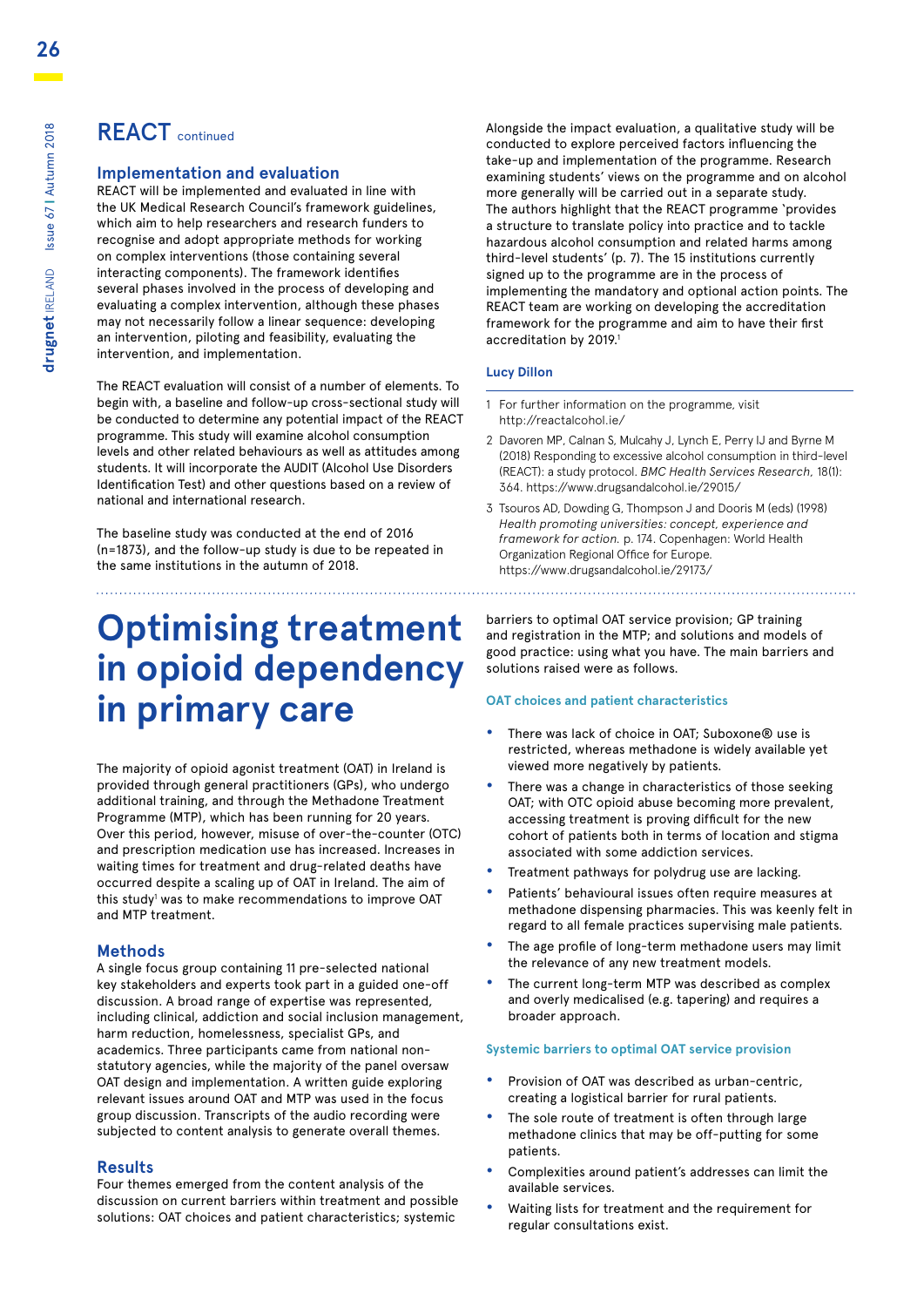## REACT continued

### Implementation and evaluation

REACT will be implemented and evaluated in line with the UK Medical Research Council's framework guidelines, which aim to help researchers and research funders to recognise and adopt appropriate methods for working on complex interventions (those containing several interacting components). The framework identifies several phases involved in the process of developing and evaluating a complex intervention, although these phases may not necessarily follow a linear sequence: developing an intervention, piloting and feasibility, evaluating the intervention, and implementation.

The REACT evaluation will consist of a number of elements. To begin with, a baseline and follow-up cross-sectional study will be conducted to determine any potential impact of the REACT programme. This study will examine alcohol consumption levels and other related behaviours as well as attitudes among students. It will incorporate the AUDIT (Alcohol Use Disorders Identification Test) and other questions based on a review of national and international research.

The baseline study was conducted at the end of 2016 (n=1873), and the follow-up study is due to be repeated in the same institutions in the autumn of 2018.

Alongside the impact evaluation, a qualitative study will be conducted to explore perceived factors influencing the take-up and implementation of the programme. Research examining students' views on the programme and on alcohol more generally will be carried out in a separate study. The authors highlight that the REACT programme 'provides a structure to translate policy into practice and to tackle hazardous alcohol consumption and related harms among third-level students' (p. 7). The 15 institutions currently signed up to the programme are in the process of implementing the mandatory and optional action points. The REACT team are working on developing the accreditation framework for the programme and aim to have their first accreditation by 2019.[1]

**Lucy Dillon**

1 For further information on the programme, visit http://reactalcohol.ie/

2 Davoren MP, Calnan S, Mulcahy J, Lynch E, Perry IJ and Byrne M (2018) Responding to excessive alcohol consumption in third-level (REACT): a study protocol. *BMC Health Services Research*, 18(1): 364. https://www.drugsandalcohol.ie/29015/

3 Tsouros AD, Dowding G, Thompson J and Dooris M (eds) (1998) *Health promoting universities: concept, experience and framework for action.* p. 174. Copenhagen: World Health Organization Regional Office for Europe. https://www.drugsandalcohol.ie/29173/

# Optimising treatment in opioid dependency in primary care

The majority of opioid agonist treatment (OAT) in Ireland is provided through general practitioners (GPs), who undergo additional training, and through the Methadone Treatment Programme (MTP), which has been running for 20 years. Over this period, however, misuse of over-the-counter (OTC) and prescription medication use has increased. Increases in waiting times for treatment and drug-related deaths have occurred despite a scaling up of OAT in Ireland. The aim of this study[1] was to make recommendations to improve OAT and MTP treatment.

### Methods

A single focus group containing 11 pre-selected national key stakeholders and experts took part in a guided one-off discussion. A broad range of expertise was represented, including clinical, addiction and social inclusion management, harm reduction, homelessness, specialist GPs, and academics. Three participants came from national non-statutory agencies, while the majority of the panel oversaw OAT design and implementation. A written guide exploring relevant issues around OAT and MTP was used in the focus group discussion. Transcripts of the audio recording were subjected to content analysis to generate overall themes.

### Results

Four themes emerged from the content analysis of the discussion on current barriers within treatment and possible solutions: OAT choices and patient characteristics; systemic barriers to optimal OAT service provision; GP training and registration in the MTP; and solutions and models of good practice: using what you have. The main barriers and solutions raised were as follows.

#### OAT choices and patient characteristics

- There was lack of choice in OAT; Suboxone® use is restricted, whereas methadone is widely available yet viewed more negatively by patients.
- There was a change in characteristics of those seeking OAT; with OTC opioid abuse becoming more prevalent, accessing treatment is proving difficult for the new cohort of patients both in terms of location and stigma associated with some addiction services.
- Treatment pathways for polydrug use are lacking.
- Patients' behavioural issues often require measures at methadone dispensing pharmacies. This was keenly felt in regard to all female practices supervising male patients.
- The age profile of long-term methadone users may limit the relevance of any new treatment models.
- The current long-term MTP was described as complex and overly medicalised (e.g. tapering) and requires a broader approach.

#### Systemic barriers to optimal OAT service provision

- Provision of OAT was described as urban-centric, creating a logistical barrier for rural patients.
- The sole route of treatment is often through large methadone clinics that may be off-putting for some patients.
- Complexities around patient's addresses can limit the available services.
- Waiting lists for treatment and the requirement for regular consultations exist.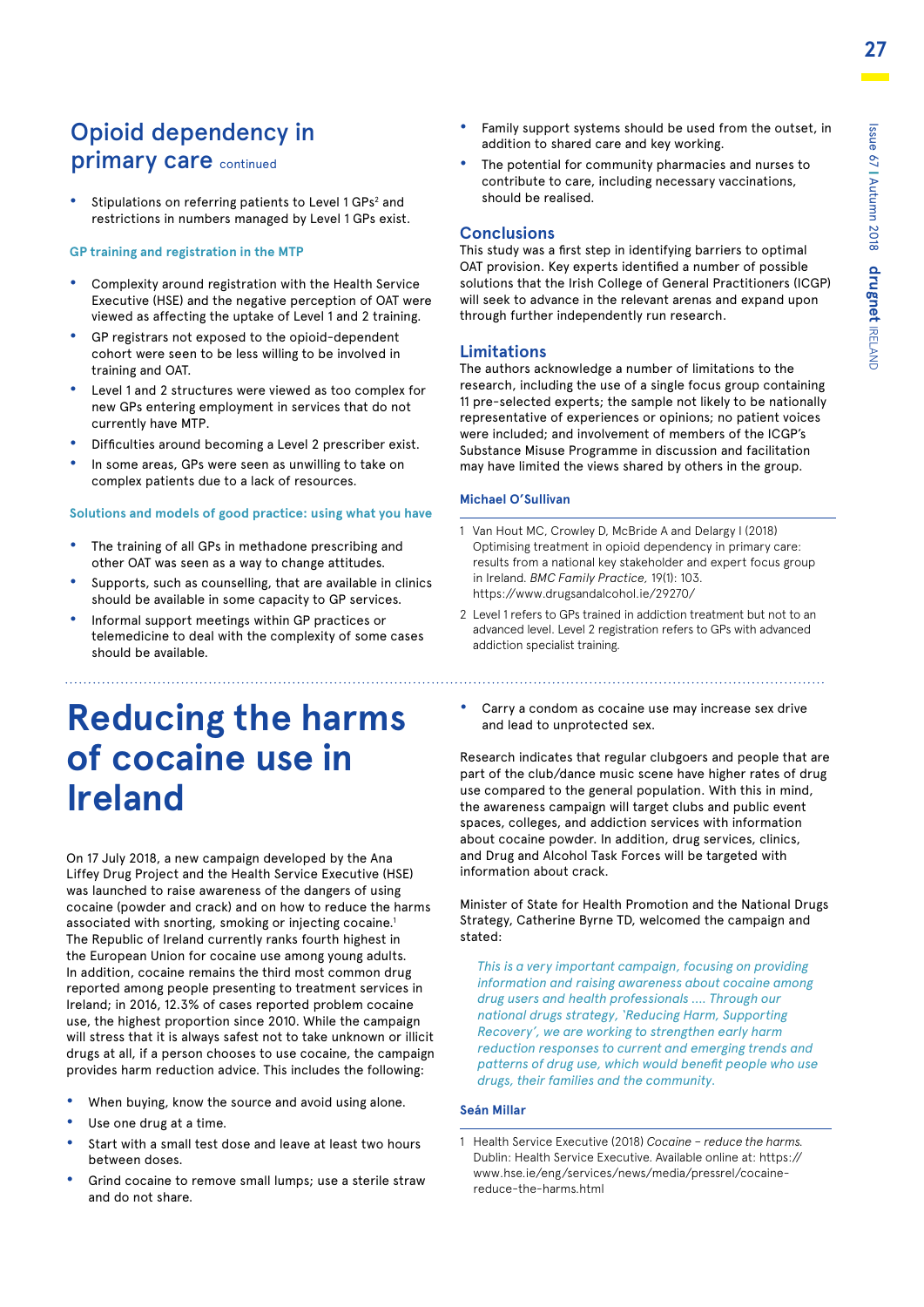## Opioid dependency in primary care continued

- Stipulations on referring patients to Level 1 GPs[2] and restrictions in numbers managed by Level 1 GPs exist.

#### GP training and registration in the MTP

- Complexity around registration with the Health Service Executive (HSE) and the negative perception of OAT were viewed as affecting the uptake of Level 1 and 2 training.
- GP registrars not exposed to the opioid-dependent cohort were seen to be less willing to be involved in training and OAT.
- Level 1 and 2 structures were viewed as too complex for new GPs entering employment in services that do not currently have MTP.
- Difficulties around becoming a Level 2 prescriber exist.
- In some areas, GPs were seen as unwilling to take on complex patients due to a lack of resources.

#### Solutions and models of good practice: using what you have

- The training of all GPs in methadone prescribing and other OAT was seen as a way to change attitudes.
- Supports, such as counselling, that are available in clinics should be available in some capacity to GP services.
- Informal support meetings within GP practices or telemedicine to deal with the complexity of some cases should be available.
- Family support systems should be used from the outset, in addition to shared care and key working.
- The potential for community pharmacies and nurses to contribute to care, including necessary vaccinations, should be realised.

### Conclusions

This study was a first step in identifying barriers to optimal OAT provision. Key experts identified a number of possible solutions that the Irish College of General Practitioners (ICGP) will seek to advance in the relevant arenas and expand upon through further independently run research.

### Limitations

The authors acknowledge a number of limitations to the research, including the use of a single focus group containing 11 pre-selected experts; the sample not likely to be nationally representative of experiences or opinions; no patient voices were included; and involvement of members of the ICGP's Substance Misuse Programme in discussion and facilitation may have limited the views shared by others in the group.

**Michael O'Sullivan**

1 Van Hout MC, Crowley D, McBride A and Delargy I (2018) Optimising treatment in opioid dependency in primary care: results from a national key stakeholder and expert focus group in Ireland. *BMC Family Practice,* 19(1): 103. https://www.drugsandalcohol.ie/29270/

2 Level 1 refers to GPs trained in addiction treatment but not to an advanced level. Level 2 registration refers to GPs with advanced addiction specialist training.

# Reducing the harms of cocaine use in Ireland

On 17 July 2018, a new campaign developed by the Ana Liffey Drug Project and the Health Service Executive (HSE) was launched to raise awareness of the dangers of using cocaine (powder and crack) and on how to reduce the harms associated with snorting, smoking or injecting cocaine.[1] The Republic of Ireland currently ranks fourth highest in the European Union for cocaine use among young adults. In addition, cocaine remains the third most common drug reported among people presenting to treatment services in Ireland; in 2016, 12.3% of cases reported problem cocaine use, the highest proportion since 2010. While the campaign will stress that it is always safest not to take unknown or illicit drugs at all, if a person chooses to use cocaine, the campaign provides harm reduction advice. This includes the following:

- When buying, know the source and avoid using alone.
- Use one drug at a time.
- Start with a small test dose and leave at least two hours between doses.
- Grind cocaine to remove small lumps; use a sterile straw and do not share.
- Carry a condom as cocaine use may increase sex drive and lead to unprotected sex.

Research indicates that regular clubgoers and people that are part of the club/dance music scene have higher rates of drug use compared to the general population. With this in mind, the awareness campaign will target clubs and public event spaces, colleges, and addiction services with information about cocaine powder. In addition, drug services, clinics, and Drug and Alcohol Task Forces will be targeted with information about crack.

Minister of State for Health Promotion and the National Drugs Strategy, Catherine Byrne TD, welcomed the campaign and stated:

> *This is a very important campaign, focusing on providing information and raising awareness about cocaine among drug users and health professionals .... Through our national drugs strategy, 'Reducing Harm, Supporting Recovery', we are working to strengthen early harm reduction responses to current and emerging trends and patterns of drug use, which would benefit people who use drugs, their families and the community.*

**Seán Millar**

1 Health Service Executive (2018) *Cocaine – reduce the harms.* Dublin: Health Service Executive. Available online at: https://www.hse.ie/eng/services/news/media/pressrel/cocaine-reduce-the-harms.html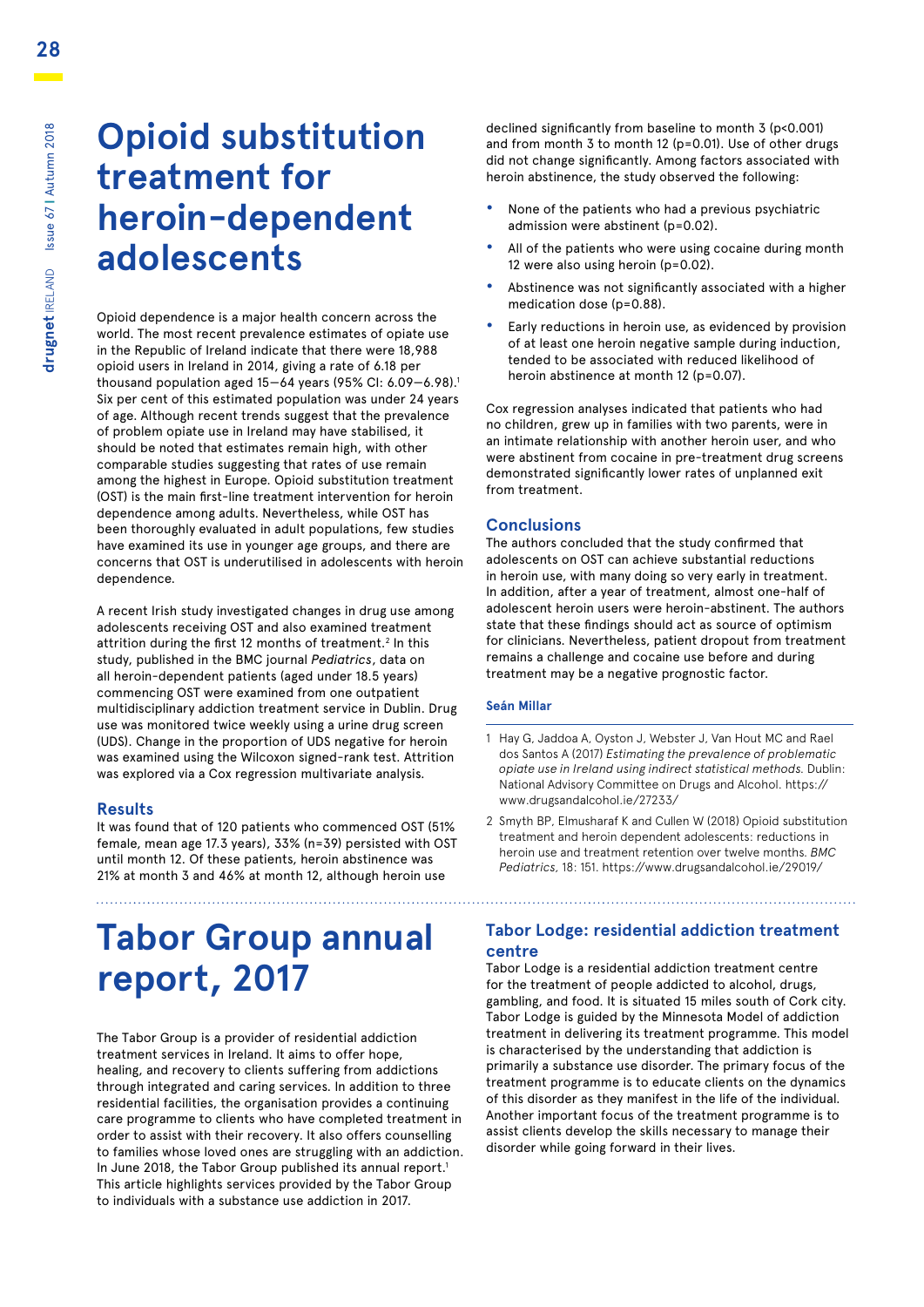# Opioid substitution treatment for heroin-dependent adolescents

Opioid dependence is a major health concern across the world. The most recent prevalence estimates of opiate use in the Republic of Ireland indicate that there were 18,988 opioid users in Ireland in 2014, giving a rate of 6.18 per thousand population aged 15–64 years (95% CI: 6.09–6.98).[1] Six per cent of this estimated population was under 24 years of age. Although recent trends suggest that the prevalence of problem opiate use in Ireland may have stabilised, it should be noted that estimates remain high, with other comparable studies suggesting that rates of use remain among the highest in Europe. Opioid substitution treatment (OST) is the main first-line treatment intervention for heroin dependence among adults. Nevertheless, while OST has been thoroughly evaluated in adult populations, few studies have examined its use in younger age groups, and there are concerns that OST is underutilised in adolescents with heroin dependence.

A recent Irish study investigated changes in drug use among adolescents receiving OST and also examined treatment attrition during the first 12 months of treatment.[2] In this study, published in the BMC journal *Pediatrics*, data on all heroin-dependent patients (aged under 18.5 years) commencing OST were examined from one outpatient multidisciplinary addiction treatment service in Dublin. Drug use was monitored twice weekly using a urine drug screen (UDS). Change in the proportion of UDS negative for heroin was examined using the Wilcoxon signed-rank test. Attrition was explored via a Cox regression multivariate analysis.

## Results

It was found that of 120 patients who commenced OST (51% female, mean age 17.3 years), 33% (n=39) persisted with OST until month 12. Of these patients, heroin abstinence was 21% at month 3 and 46% at month 12, although heroin use declined significantly from baseline to month 3 ($p<0.001$) and from month 3 to month 12 ($p=0.01$). Use of other drugs did not change significantly. Among factors associated with heroin abstinence, the study observed the following:

- None of the patients who had a previous psychiatric admission were abstinent ($p=0.02$).
- All of the patients who were using cocaine during month 12 were also using heroin ($p=0.02$).
- Abstinence was not significantly associated with a higher medication dose ($p=0.88$).
- Early reductions in heroin use, as evidenced by provision of at least one heroin negative sample during induction, tended to be associated with reduced likelihood of heroin abstinence at month 12 ($p=0.07$).

Cox regression analyses indicated that patients who had no children, grew up in families with two parents, were in an intimate relationship with another heroin user, and who were abstinent from cocaine in pre-treatment drug screens demonstrated significantly lower rates of unplanned exit from treatment.

## Conclusions

The authors concluded that the study confirmed that adolescents on OST can achieve substantial reductions in heroin use, with many doing so very early in treatment. In addition, after a year of treatment, almost one-half of adolescent heroin users were heroin-abstinent. The authors state that these findings should act as source of optimism for clinicians. Nevertheless, patient dropout from treatment remains a challenge and cocaine use before and during treatment may be a negative prognostic factor.

**Seán Millar**

1 Hay G, Jaddoa A, Oyston J, Webster J, Van Hout MC and Rael dos Santos A (2017) *Estimating the prevalence of problematic opiate use in Ireland using indirect statistical methods.* Dublin: National Advisory Committee on Drugs and Alcohol. https://www.drugsandalcohol.ie/27233/

2 Smyth BP, Elmusharaf K and Cullen W (2018) Opioid substitution treatment and heroin dependent adolescents: reductions in heroin use and treatment retention over twelve months. *BMC Pediatrics*, 18: 151. https://www.drugsandalcohol.ie/29019/

# Tabor Group annual report, 2017

The Tabor Group is a provider of residential addiction treatment services in Ireland. It aims to offer hope, healing, and recovery to clients suffering from addictions through integrated and caring services. In addition to three residential facilities, the organisation provides a continuing care programme to clients who have completed treatment in order to assist with their recovery. It also offers counselling to families whose loved ones are struggling with an addiction. In June 2018, the Tabor Group published its annual report.[1] This article highlights services provided by the Tabor Group to individuals with a substance use addiction in 2017.

## Tabor Lodge: residential addiction treatment centre

Tabor Lodge is a residential addiction treatment centre for the treatment of people addicted to alcohol, drugs, gambling, and food. It is situated 15 miles south of Cork city. Tabor Lodge is guided by the Minnesota Model of addiction treatment in delivering its treatment programme. This model is characterised by the understanding that addiction is primarily a substance use disorder. The primary focus of the treatment programme is to educate clients on the dynamics of this disorder as they manifest in the life of the individual. Another important focus of the treatment programme is to assist clients develop the skills necessary to manage their disorder while going forward in their lives.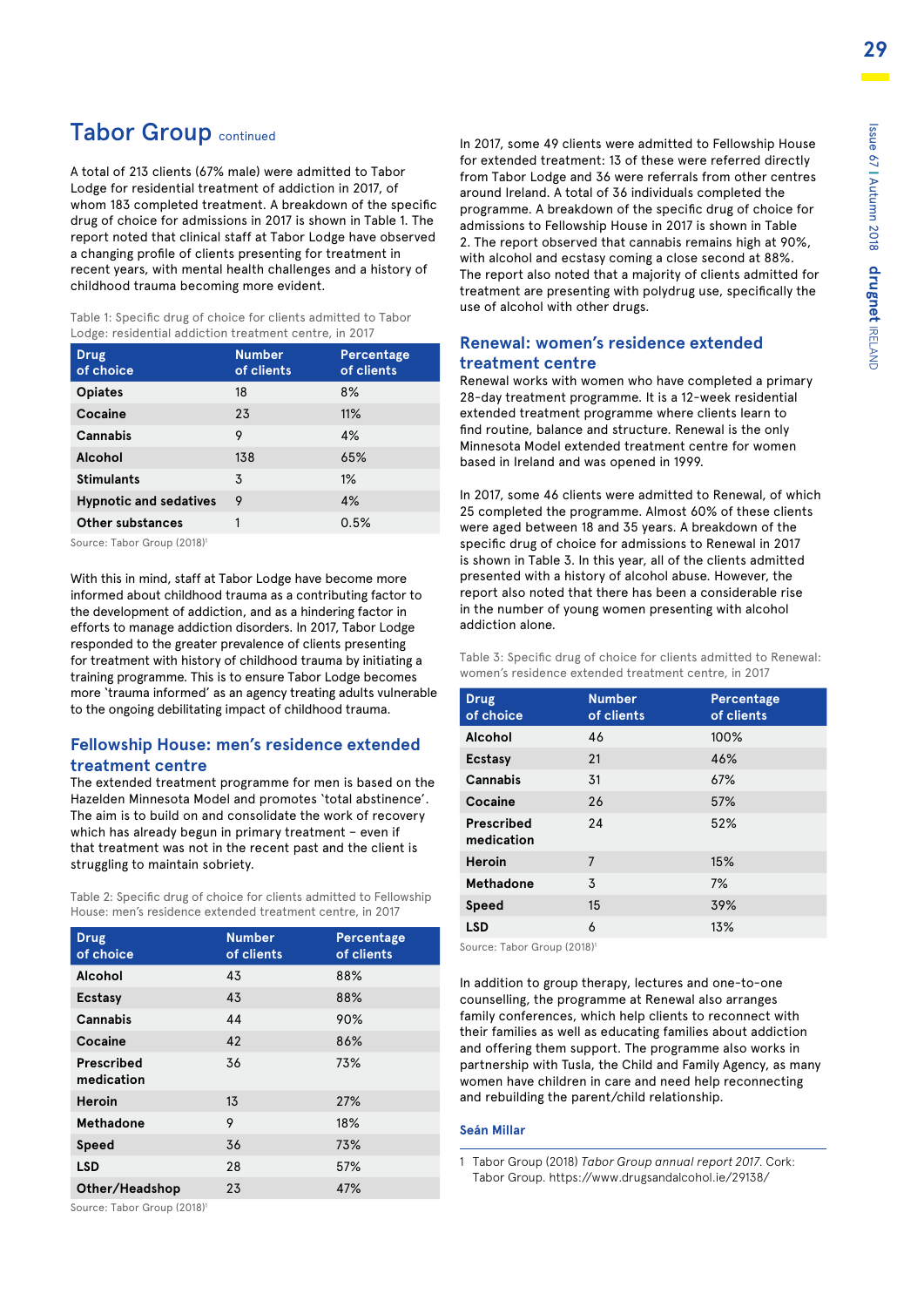## Tabor Group continued

A total of 213 clients (67% male) were admitted to Tabor Lodge for residential treatment of addiction in 2017, of whom 183 completed treatment. A breakdown of the specific drug of choice for admissions in 2017 is shown in Table 1. The report noted that clinical staff at Tabor Lodge have observed a changing profile of clients presenting for treatment in recent years, with mental health challenges and a history of childhood trauma becoming more evident.

Table 1: Specific drug of choice for clients admitted to Tabor Lodge: residential addiction treatment centre, in 2017

| Drug of choice | Number of clients | Percentage of clients |
|---|---|---|
| **Opiates** | 18 | 8% |
| **Cocaine** | 23 | 11% |
| **Cannabis** | 9 | 4% |
| **Alcohol** | 138 | 65% |
| **Stimulants** | 3 | 1% |
| **Hypnotic and sedatives** | 9 | 4% |
| **Other substances** | 1 | 0.5% |

Source: Tabor Group (2018)[1]

With this in mind, staff at Tabor Lodge have become more informed about childhood trauma as a contributing factor to the development of addiction, and as a hindering factor in efforts to manage addiction disorders. In 2017, Tabor Lodge responded to the greater prevalence of clients presenting for treatment with history of childhood trauma by initiating a training programme. This is to ensure Tabor Lodge becomes more 'trauma informed' as an agency treating adults vulnerable to the ongoing debilitating impact of childhood trauma.

### Fellowship House: men's residence extended treatment centre

The extended treatment programme for men is based on the Hazelden Minnesota Model and promotes 'total abstinence'. The aim is to build on and consolidate the work of recovery which has already begun in primary treatment – even if that treatment was not in the recent past and the client is struggling to maintain sobriety.

Table 2: Specific drug of choice for clients admitted to Fellowship House: men's residence extended treatment centre, in 2017

| Drug of choice | Number of clients | Percentage of clients |
|---|---|---|
| **Alcohol** | 43 | 88% |
| **Ecstasy** | 43 | 88% |
| **Cannabis** | 44 | 90% |
| **Cocaine** | 42 | 86% |
| **Prescribed medication** | 36 | 73% |
| **Heroin** | 13 | 27% |
| **Methadone** | 9 | 18% |
| **Speed** | 36 | 73% |
| **LSD** | 28 | 57% |
| **Other/Headshop** | 23 | 47% |

Source: Tabor Group (2018)[1]

In 2017, some 49 clients were admitted to Fellowship House for extended treatment: 13 of these were referred directly from Tabor Lodge and 36 were referrals from other centres around Ireland. A total of 36 individuals completed the programme. A breakdown of the specific drug of choice for admissions to Fellowship House in 2017 is shown in Table 2. The report observed that cannabis remains high at 90%, with alcohol and ecstasy coming a close second at 88%. The report also noted that a majority of clients admitted for treatment are presenting with polydrug use, specifically the use of alcohol with other drugs.

### Renewal: women's residence extended treatment centre

Renewal works with women who have completed a primary 28-day treatment programme. It is a 12-week residential extended treatment programme where clients learn to find routine, balance and structure. Renewal is the only Minnesota Model extended treatment centre for women based in Ireland and was opened in 1999.

In 2017, some 46 clients were admitted to Renewal, of which 25 completed the programme. Almost 60% of these clients were aged between 18 and 35 years. A breakdown of the specific drug of choice for admissions to Renewal in 2017 is shown in Table 3. In this year, all of the clients admitted presented with a history of alcohol abuse. However, the report also noted that there has been a considerable rise in the number of young women presenting with alcohol addiction alone.

Table 3: Specific drug of choice for clients admitted to Renewal: women's residence extended treatment centre, in 2017

| Drug of choice | Number of clients | Percentage of clients |
|---|---|---|
| **Alcohol** | 46 | 100% |
| **Ecstasy** | 21 | 46% |
| **Cannabis** | 31 | 67% |
| **Cocaine** | 26 | 57% |
| **Prescribed medication** | 24 | 52% |
| **Heroin** | 7 | 15% |
| **Methadone** | 3 | 7% |
| **Speed** | 15 | 39% |
| **LSD** | 6 | 13% |

Source: Tabor Group (2018)[1]

In addition to group therapy, lectures and one-to-one counselling, the programme at Renewal also arranges family conferences, which help clients to reconnect with their families as well as educating families about addiction and offering them support. The programme also works in partnership with Tusla, the Child and Family Agency, as many women have children in care and need help reconnecting and rebuilding the parent/child relationship.

**Seán Millar**

1 Tabor Group (2018) *Tabor Group annual report 2017*. Cork: Tabor Group. https://www.drugsandalcohol.ie/29138/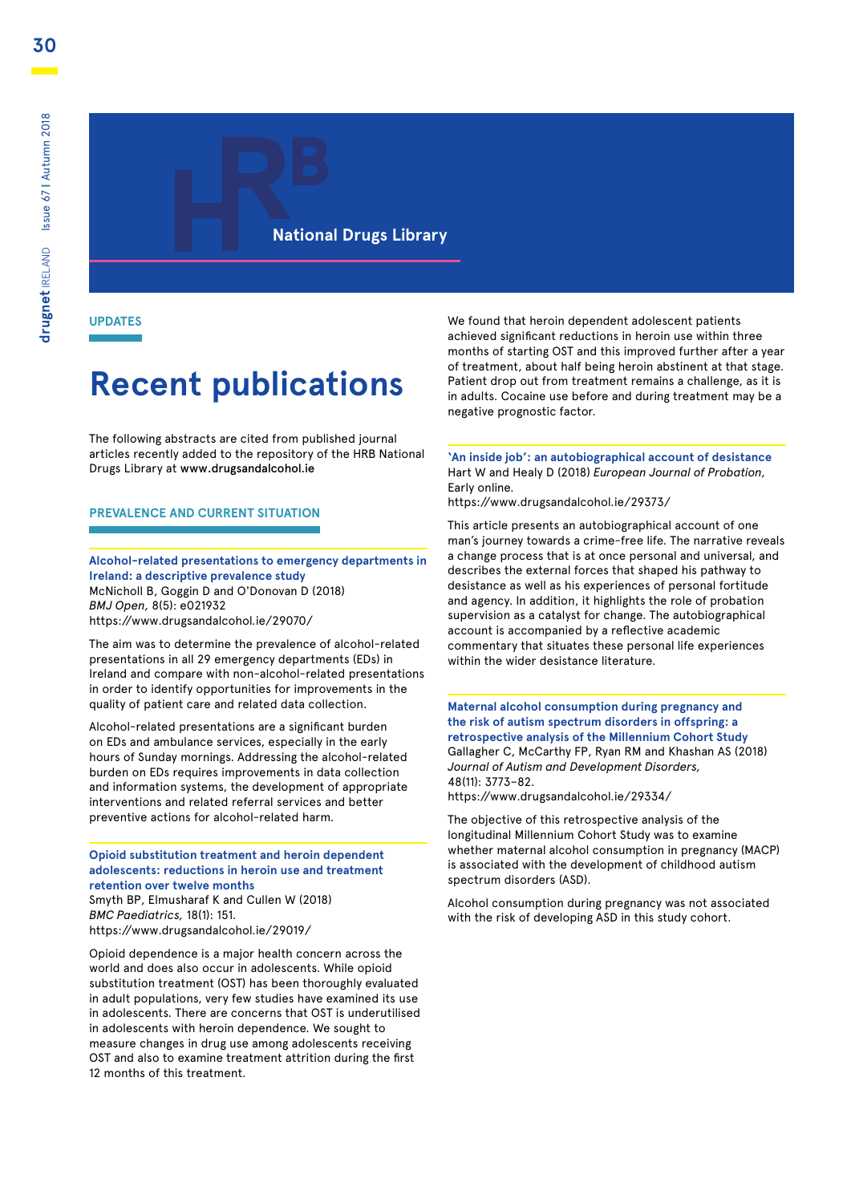National Drugs Library

UPDATES

# Recent publications

The following abstracts are cited from published journal articles recently added to the repository of the HRB National Drugs Library at **www.drugsandalcohol.ie**

## PREVALENCE AND CURRENT SITUATION

### Alcohol-related presentations to emergency departments in Ireland: a descriptive prevalence study

McNicholl B, Goggin D and O'Donovan D (2018)
*BMJ Open,* 8(5): e021932
https://www.drugsandalcohol.ie/29070/

The aim was to determine the prevalence of alcohol-related presentations in all 29 emergency departments (EDs) in Ireland and compare with non-alcohol-related presentations in order to identify opportunities for improvements in the quality of patient care and related data collection.

Alcohol-related presentations are a significant burden on EDs and ambulance services, especially in the early hours of Sunday mornings. Addressing the alcohol-related burden on EDs requires improvements in data collection and information systems, the development of appropriate interventions and related referral services and better preventive actions for alcohol-related harm.

### Opioid substitution treatment and heroin dependent adolescents: reductions in heroin use and treatment retention over twelve months

Smyth BP, Elmusharaf K and Cullen W (2018)
*BMC Paediatrics,* 18(1): 151.
https://www.drugsandalcohol.ie/29019/

Opioid dependence is a major health concern across the world and does also occur in adolescents. While opioid substitution treatment (OST) has been thoroughly evaluated in adult populations, very few studies have examined its use in adolescents. There are concerns that OST is underutilised in adolescents with heroin dependence. We sought to measure changes in drug use among adolescents receiving OST and also to examine treatment attrition during the first 12 months of this treatment.

We found that heroin dependent adolescent patients achieved significant reductions in heroin use within three months of starting OST and this improved further after a year of treatment, about half being heroin abstinent at that stage. Patient drop out from treatment remains a challenge, as it is in adults. Cocaine use before and during treatment may be a negative prognostic factor.

### 'An inside job': an autobiographical account of desistance

Hart W and Healy D (2018) *European Journal of Probation,* Early online.
https://www.drugsandalcohol.ie/29373/

This article presents an autobiographical account of one man's journey towards a crime-free life. The narrative reveals a change process that is at once personal and universal, and describes the external forces that shaped his pathway to desistance as well as his experiences of personal fortitude and agency. In addition, it highlights the role of probation supervision as a catalyst for change. The autobiographical account is accompanied by a reflective academic commentary that situates these personal life experiences within the wider desistance literature.

### Maternal alcohol consumption during pregnancy and the risk of autism spectrum disorders in offspring: a retrospective analysis of the Millennium Cohort Study

Gallagher C, McCarthy FP, Ryan RM and Khashan AS (2018)
*Journal of Autism and Development Disorders,* 48(11): 3773–82.
https://www.drugsandalcohol.ie/29334/

The objective of this retrospective analysis of the longitudinal Millennium Cohort Study was to examine whether maternal alcohol consumption in pregnancy (MACP) is associated with the development of childhood autism spectrum disorders (ASD).

Alcohol consumption during pregnancy was not associated with the risk of developing ASD in this study cohort.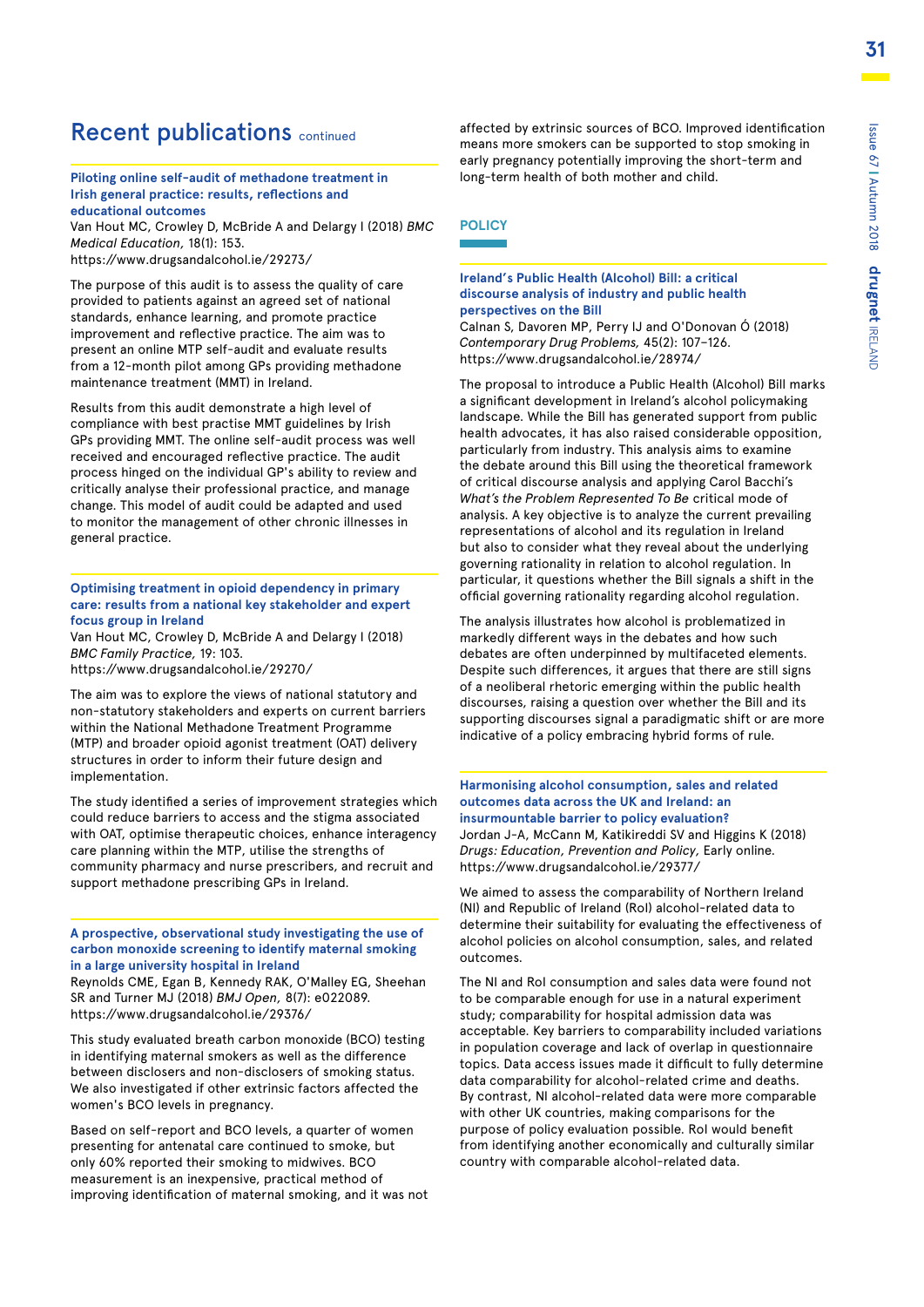## Recent publications continued

### Piloting online self-audit of methadone treatment in Irish general practice: results, reflections and educational outcomes

Van Hout MC, Crowley D, McBride A and Delargy I (2018) *BMC Medical Education,* 18(1): 153.
https://www.drugsandalcohol.ie/29273/

The purpose of this audit is to assess the quality of care provided to patients against an agreed set of national standards, enhance learning, and promote practice improvement and reflective practice. The aim was to present an online MTP self-audit and evaluate results from a 12-month pilot among GPs providing methadone maintenance treatment (MMT) in Ireland.

Results from this audit demonstrate a high level of compliance with best practise MMT guidelines by Irish GPs providing MMT. The online self-audit process was well received and encouraged reflective practice. The audit process hinged on the individual GP's ability to review and critically analyse their professional practice, and manage change. This model of audit could be adapted and used to monitor the management of other chronic illnesses in general practice.

### Optimising treatment in opioid dependency in primary care: results from a national key stakeholder and expert focus group in Ireland

Van Hout MC, Crowley D, McBride A and Delargy I (2018) *BMC Family Practice,* 19: 103.
https://www.drugsandalcohol.ie/29270/

The aim was to explore the views of national statutory and non-statutory stakeholders and experts on current barriers within the National Methadone Treatment Programme (MTP) and broader opioid agonist treatment (OAT) delivery structures in order to inform their future design and implementation.

The study identified a series of improvement strategies which could reduce barriers to access and the stigma associated with OAT, optimise therapeutic choices, enhance interagency care planning within the MTP, utilise the strengths of community pharmacy and nurse prescribers, and recruit and support methadone prescribing GPs in Ireland.

### A prospective, observational study investigating the use of carbon monoxide screening to identify maternal smoking in a large university hospital in Ireland

Reynolds CME, Egan B, Kennedy RAK, O'Malley EG, Sheehan SR and Turner MJ (2018) *BMJ Open,* 8(7): e022089.
https://www.drugsandalcohol.ie/29376/

This study evaluated breath carbon monoxide (BCO) testing in identifying maternal smokers as well as the difference between disclosers and non-disclosers of smoking status. We also investigated if other extrinsic factors affected the women's BCO levels in pregnancy.

Based on self-report and BCO levels, a quarter of women presenting for antenatal care continued to smoke, but only 60% reported their smoking to midwives. BCO measurement is an inexpensive, practical method of improving identification of maternal smoking, and it was not affected by extrinsic sources of BCO. Improved identification means more smokers can be supported to stop smoking in early pregnancy potentially improving the short-term and long-term health of both mother and child.

## POLICY

### Ireland's Public Health (Alcohol) Bill: a critical discourse analysis of industry and public health perspectives on the Bill

Calnan S, Davoren MP, Perry IJ and O'Donovan Ó (2018) *Contemporary Drug Problems,* 45(2): 107–126.
https://www.drugsandalcohol.ie/28974/

The proposal to introduce a Public Health (Alcohol) Bill marks a significant development in Ireland's alcohol policymaking landscape. While the Bill has generated support from public health advocates, it has also raised considerable opposition, particularly from industry. This analysis aims to examine the debate around this Bill using the theoretical framework of critical discourse analysis and applying Carol Bacchi's *What's the Problem Represented To Be* critical mode of analysis. A key objective is to analyze the current prevailing representations of alcohol and its regulation in Ireland but also to consider what they reveal about the underlying governing rationality in relation to alcohol regulation. In particular, it questions whether the Bill signals a shift in the official governing rationality regarding alcohol regulation.

The analysis illustrates how alcohol is problematized in markedly different ways in the debates and how such debates are often underpinned by multifaceted elements. Despite such differences, it argues that there are still signs of a neoliberal rhetoric emerging within the public health discourses, raising a question over whether the Bill and its supporting discourses signal a paradigmatic shift or are more indicative of a policy embracing hybrid forms of rule.

### Harmonising alcohol consumption, sales and related outcomes data across the UK and Ireland: an insurmountable barrier to policy evaluation?

Jordan J-A, McCann M, Katikireddi SV and Higgins K (2018) *Drugs: Education, Prevention and Policy,* Early online.
https://www.drugsandalcohol.ie/29377/

We aimed to assess the comparability of Northern Ireland (NI) and Republic of Ireland (RoI) alcohol-related data to determine their suitability for evaluating the effectiveness of alcohol policies on alcohol consumption, sales, and related outcomes.

The NI and RoI consumption and sales data were found not to be comparable enough for use in a natural experiment study; comparability for hospital admission data was acceptable. Key barriers to comparability included variations in population coverage and lack of overlap in questionnaire topics. Data access issues made it difficult to fully determine data comparability for alcohol-related crime and deaths. By contrast, NI alcohol-related data were more comparable with other UK countries, making comparisons for the purpose of policy evaluation possible. RoI would benefit from identifying another economically and culturally similar country with comparable alcohol-related data.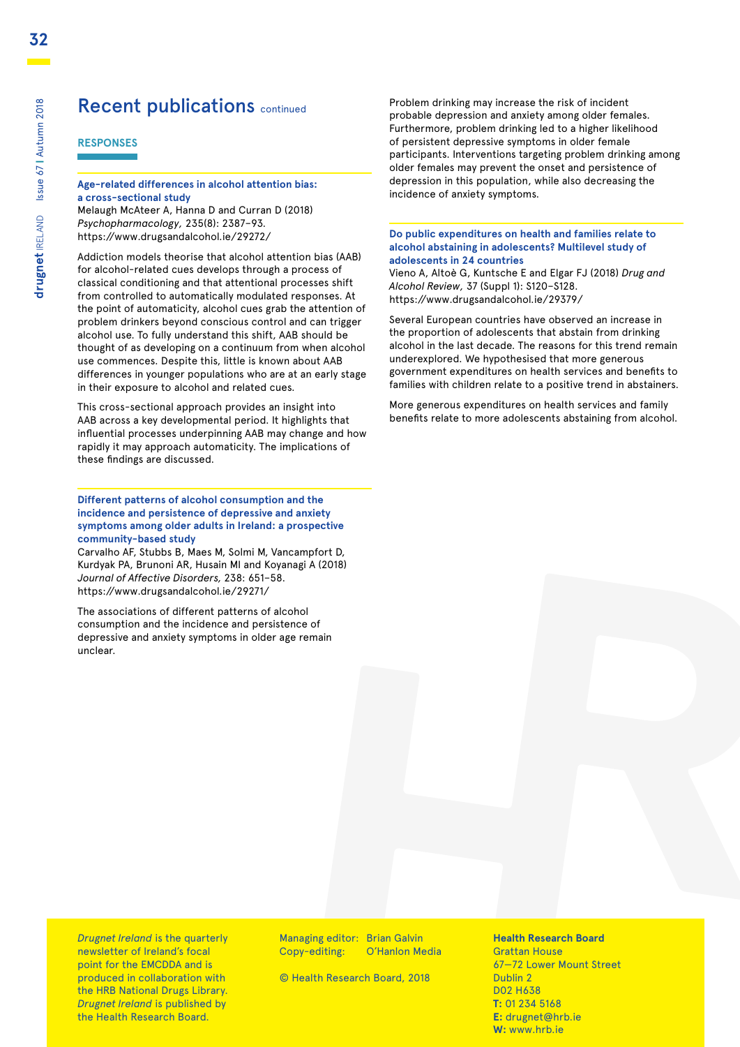## Recent publications continued

### RESPONSES

**Age-related differences in alcohol attention bias: a cross-sectional study**
Melaugh McAteer A, Hanna D and Curran D (2018) *Psychopharmacology,* 235(8): 2387–93.
https://www.drugsandalcohol.ie/29272/

Addiction models theorise that alcohol attention bias (AAB) for alcohol-related cues develops through a process of classical conditioning and that attentional processes shift from controlled to automatically modulated responses. At the point of automaticity, alcohol cues grab the attention of problem drinkers beyond conscious control and can trigger alcohol use. To fully understand this shift, AAB should be thought of as developing on a continuum from when alcohol use commences. Despite this, little is known about AAB differences in younger populations who are at an early stage in their exposure to alcohol and related cues.

This cross-sectional approach provides an insight into AAB across a key developmental period. It highlights that influential processes underpinning AAB may change and how rapidly it may approach automaticity. The implications of these findings are discussed.

**Different patterns of alcohol consumption and the incidence and persistence of depressive and anxiety symptoms among older adults in Ireland: a prospective community-based study**
Carvalho AF, Stubbs B, Maes M, Solmi M, Vancampfort D, Kurdyak PA, Brunoni AR, Husain MI and Koyanagi A (2018) *Journal of Affective Disorders,* 238: 651–58.
https://www.drugsandalcohol.ie/29271/

The associations of different patterns of alcohol consumption and the incidence and persistence of depressive and anxiety symptoms in older age remain unclear.

Problem drinking may increase the risk of incident probable depression and anxiety among older females. Furthermore, problem drinking led to a higher likelihood of persistent depressive symptoms in older female participants. Interventions targeting problem drinking among older females may prevent the onset and persistence of depression in this population, while also decreasing the incidence of anxiety symptoms.

**Do public expenditures on health and families relate to alcohol abstaining in adolescents? Multilevel study of adolescents in 24 countries**
Vieno A, Altoè G, Kuntsche E and Elgar FJ (2018) *Drug and Alcohol Review,* 37 (Suppl 1): S120–S128.
https://www.drugsandalcohol.ie/29379/

Several European countries have observed an increase in the proportion of adolescents that abstain from drinking alcohol in the last decade. The reasons for this trend remain underexplored. We hypothesised that more generous government expenditures on health services and benefits to families with children relate to a positive trend in abstainers.

More generous expenditures on health services and family benefits relate to more adolescents abstaining from alcohol.

*Drugnet Ireland* is the quarterly newsletter of Ireland's focal point for the EMCDDA and is produced in collaboration with the HRB National Drugs Library. *Drugnet Ireland* is published by the Health Research Board.

Managing editor: Brian Galvin
Copy-editing: O'Hanlon Media

© Health Research Board, 2018

**Health Research Board**
Grattan House
67–72 Lower Mount Street
Dublin 2
D02 H638
**T:** 01 234 5168
**E:** drugnet@hrb.ie
**W:** www.hrb.ie